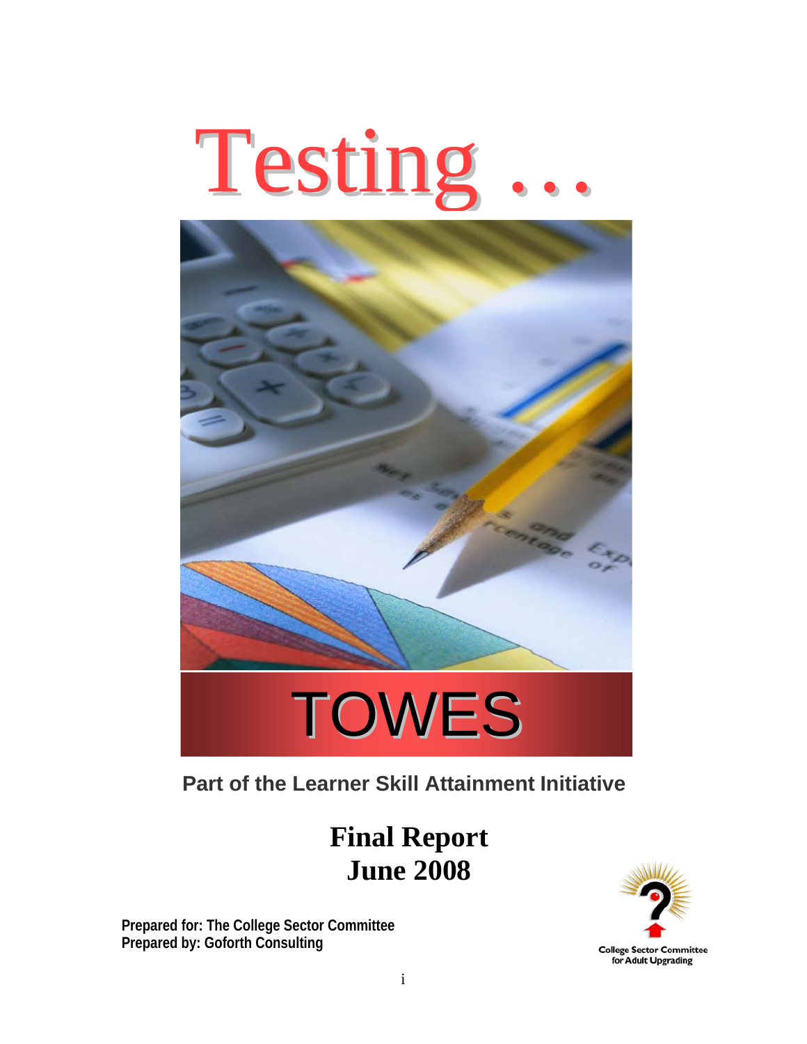# Testing …

# TOWES

**Part of the Learner Skill Attainment Initiative**

## Final Report
## June 2008

**Prepared for: The College Sector Committee**
**Prepared by: Goforth Consulting**

College Sector Committee for Adult Upgrading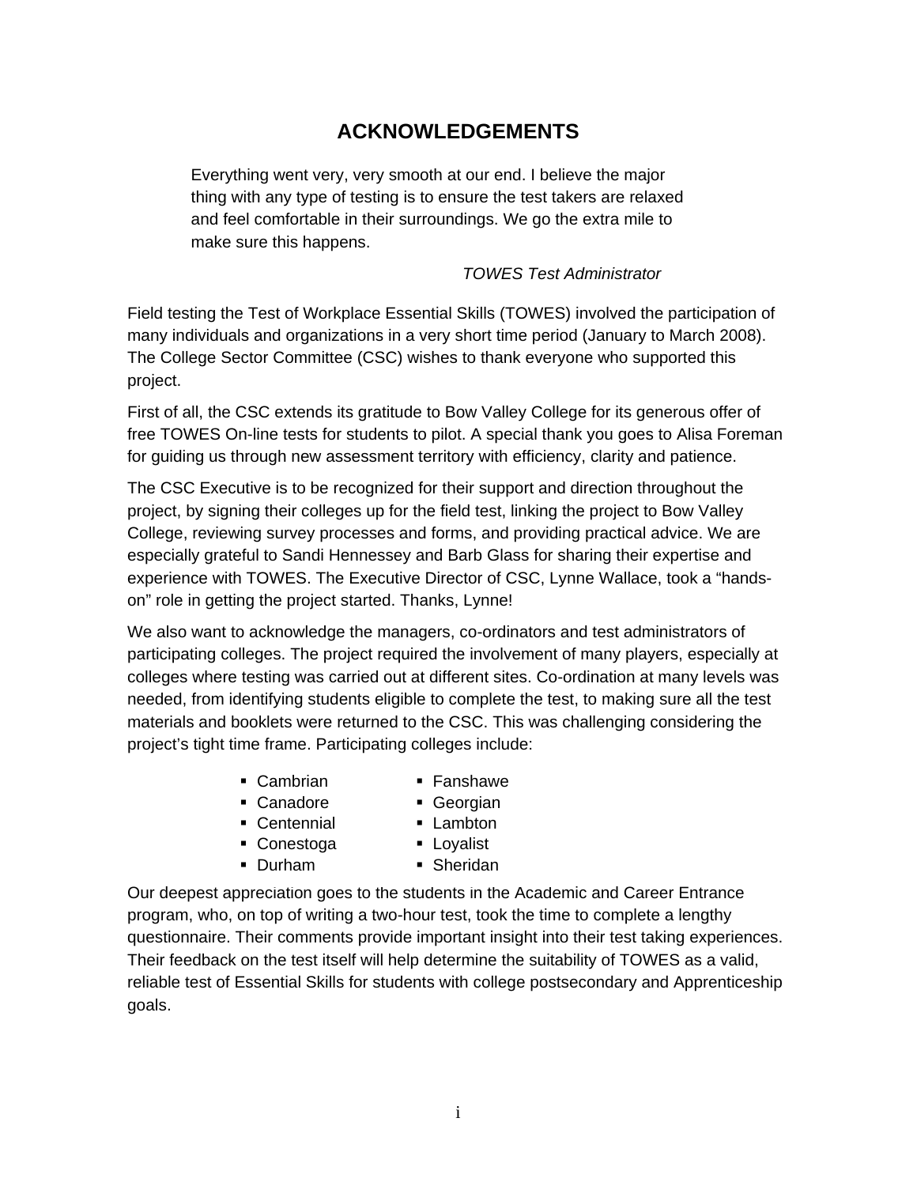# ACKNOWLEDGEMENTS

> Everything went very, very smooth at our end. I believe the major thing with any type of testing is to ensure the test takers are relaxed and feel comfortable in their surroundings. We go the extra mile to make sure this happens.
>
> *TOWES Test Administrator*

Field testing the Test of Workplace Essential Skills (TOWES) involved the participation of many individuals and organizations in a very short time period (January to March 2008). The College Sector Committee (CSC) wishes to thank everyone who supported this project.

First of all, the CSC extends its gratitude to Bow Valley College for its generous offer of free TOWES On-line tests for students to pilot. A special thank you goes to Alisa Foreman for guiding us through new assessment territory with efficiency, clarity and patience.

The CSC Executive is to be recognized for their support and direction throughout the project, by signing their colleges up for the field test, linking the project to Bow Valley College, reviewing survey processes and forms, and providing practical advice. We are especially grateful to Sandi Hennessey and Barb Glass for sharing their expertise and experience with TOWES. The Executive Director of CSC, Lynne Wallace, took a "hands-on" role in getting the project started. Thanks, Lynne!

We also want to acknowledge the managers, co-ordinators and test administrators of participating colleges. The project required the involvement of many players, especially at colleges where testing was carried out at different sites. Co-ordination at many levels was needed, from identifying students eligible to complete the test, to making sure all the test materials and booklets were returned to the CSC. This was challenging considering the project's tight time frame. Participating colleges include:

- Cambrian
- Canadore
- Centennial
- Conestoga
- Durham
- Fanshawe
- Georgian
- Lambton
- Loyalist
- Sheridan

Our deepest appreciation goes to the students in the Academic and Career Entrance program, who, on top of writing a two-hour test, took the time to complete a lengthy questionnaire. Their comments provide important insight into their test taking experiences. Their feedback on the test itself will help determine the suitability of TOWES as a valid, reliable test of Essential Skills for students with college postsecondary and Apprenticeship goals.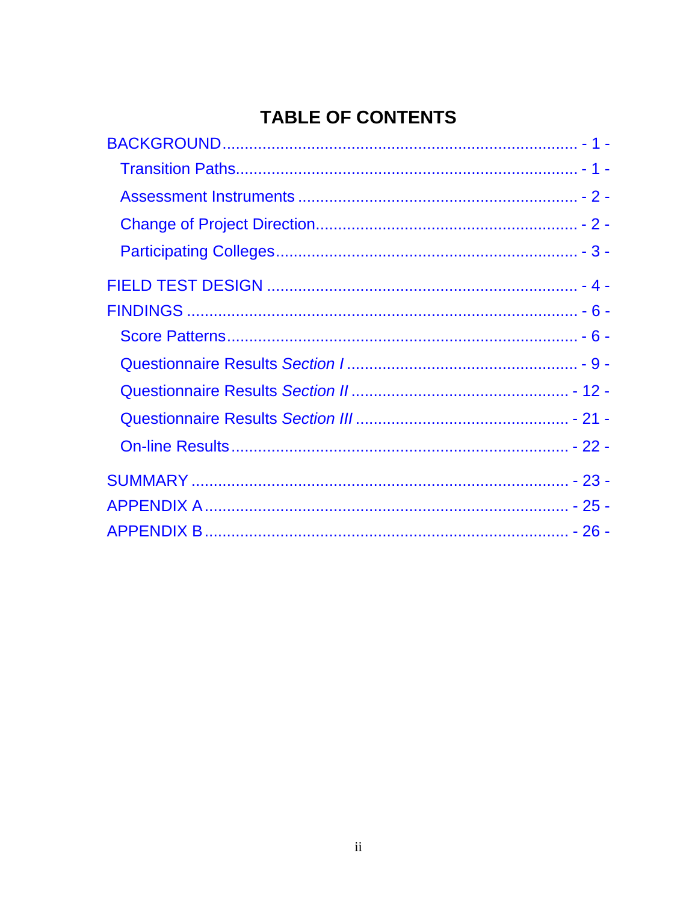# TABLE OF CONTENTS

BACKGROUND ........................................................................ - 1 -

- Transition Paths ........................................................................ - 1 -
- Assessment Instruments ........................................................................ - 2 -
- Change of Project Direction ........................................................................ - 2 -
- Participating Colleges ........................................................................ - 3 -

FIELD TEST DESIGN ........................................................................ - 4 -

FINDINGS ........................................................................ - 6 -

- Score Patterns ........................................................................ - 6 -
- Questionnaire Results *Section I* ........................................................................ - 9 -
- Questionnaire Results *Section II* ........................................................................ - 12 -
- Questionnaire Results *Section III* ........................................................................ - 21 -
- On-line Results ........................................................................ - 22 -

SUMMARY ........................................................................ - 23 -

APPENDIX A ........................................................................ - 25 -

APPENDIX B ........................................................................ - 26 -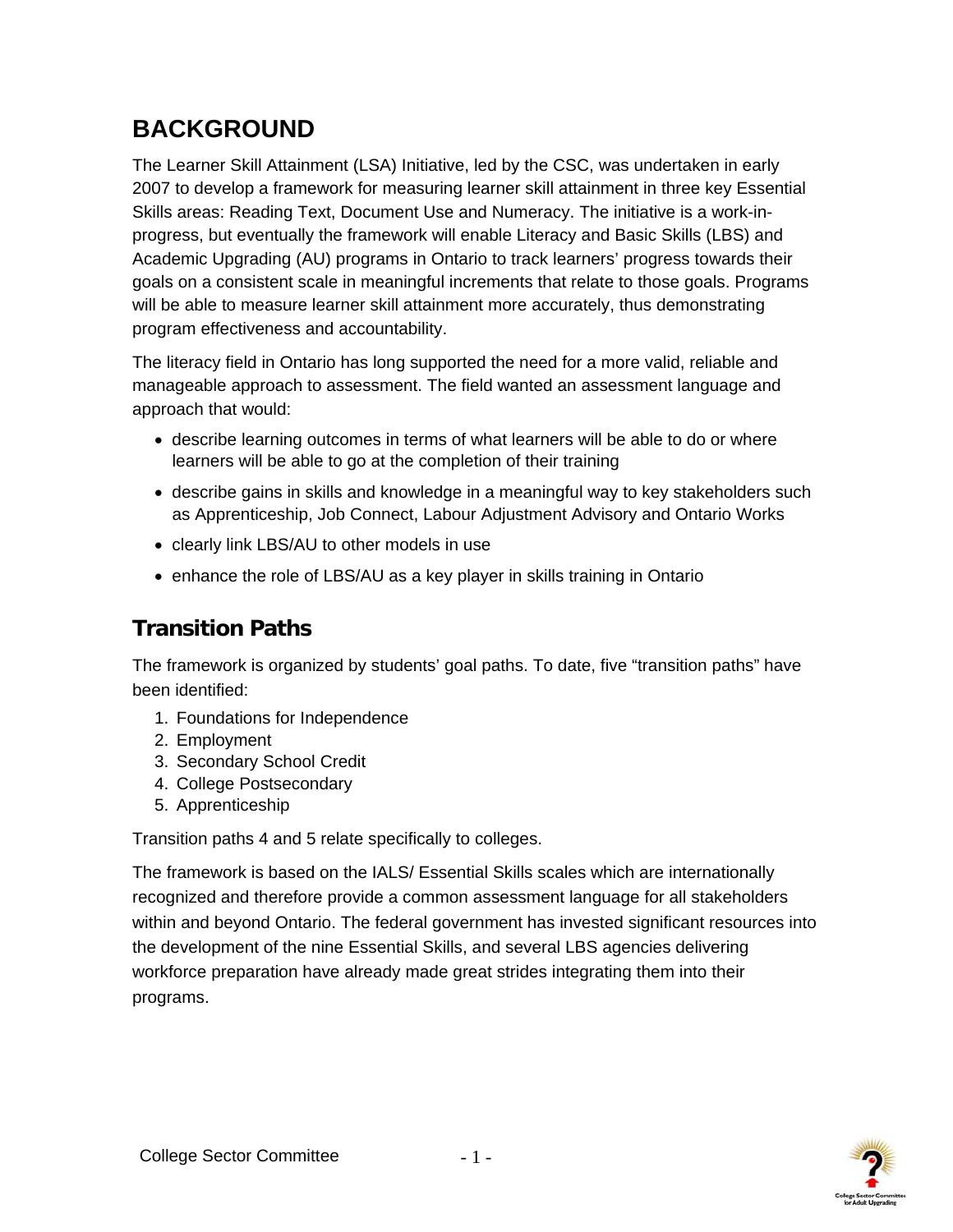# BACKGROUND

The Learner Skill Attainment (LSA) Initiative, led by the CSC, was undertaken in early 2007 to develop a framework for measuring learner skill attainment in three key Essential Skills areas: Reading Text, Document Use and Numeracy. The initiative is a work-in-progress, but eventually the framework will enable Literacy and Basic Skills (LBS) and Academic Upgrading (AU) programs in Ontario to track learners' progress towards their goals on a consistent scale in meaningful increments that relate to those goals. Programs will be able to measure learner skill attainment more accurately, thus demonstrating program effectiveness and accountability.

The literacy field in Ontario has long supported the need for a more valid, reliable and manageable approach to assessment. The field wanted an assessment language and approach that would:

- describe learning outcomes in terms of what learners will be able to do or where learners will be able to go at the completion of their training
- describe gains in skills and knowledge in a meaningful way to key stakeholders such as Apprenticeship, Job Connect, Labour Adjustment Advisory and Ontario Works
- clearly link LBS/AU to other models in use
- enhance the role of LBS/AU as a key player in skills training in Ontario

## Transition Paths

The framework is organized by students' goal paths. To date, five "transition paths" have been identified:

1. Foundations for Independence
2. Employment
3. Secondary School Credit
4. College Postsecondary
5. Apprenticeship

Transition paths 4 and 5 relate specifically to colleges.

The framework is based on the IALS/ Essential Skills scales which are internationally recognized and therefore provide a common assessment language for all stakeholders within and beyond Ontario. The federal government has invested significant resources into the development of the nine Essential Skills, and several LBS agencies delivering workforce preparation have already made great strides integrating them into their programs.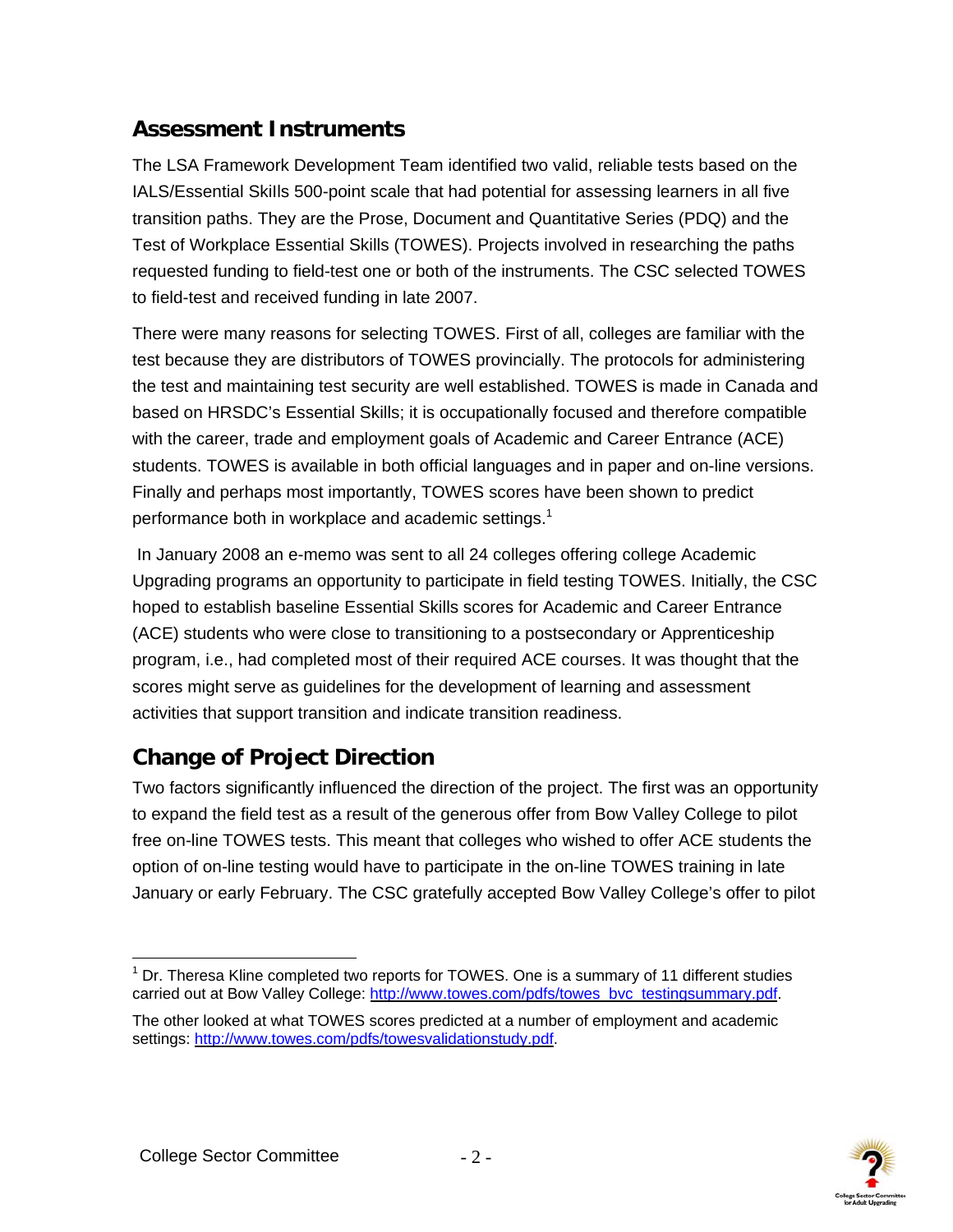## Assessment Instruments

The LSA Framework Development Team identified two valid, reliable tests based on the IALS/Essential Skills 500-point scale that had potential for assessing learners in all five transition paths. They are the Prose, Document and Quantitative Series (PDQ) and the Test of Workplace Essential Skills (TOWES). Projects involved in researching the paths requested funding to field-test one or both of the instruments. The CSC selected TOWES to field-test and received funding in late 2007.

There were many reasons for selecting TOWES. First of all, colleges are familiar with the test because they are distributors of TOWES provincially. The protocols for administering the test and maintaining test security are well established. TOWES is made in Canada and based on HRSDC's Essential Skills; it is occupationally focused and therefore compatible with the career, trade and employment goals of Academic and Career Entrance (ACE) students. TOWES is available in both official languages and in paper and on-line versions. Finally and perhaps most importantly, TOWES scores have been shown to predict performance both in workplace and academic settings.[1]

In January 2008 an e-memo was sent to all 24 colleges offering college Academic Upgrading programs an opportunity to participate in field testing TOWES. Initially, the CSC hoped to establish baseline Essential Skills scores for Academic and Career Entrance (ACE) students who were close to transitioning to a postsecondary or Apprenticeship program, i.e., had completed most of their required ACE courses. It was thought that the scores might serve as guidelines for the development of learning and assessment activities that support transition and indicate transition readiness.

## Change of Project Direction

Two factors significantly influenced the direction of the project. The first was an opportunity to expand the field test as a result of the generous offer from Bow Valley College to pilot free on-line TOWES tests. This meant that colleges who wished to offer ACE students the option of on-line testing would have to participate in the on-line TOWES training in late January or early February. The CSC gratefully accepted Bow Valley College's offer to pilot

---

[1] Dr. Theresa Kline completed two reports for TOWES. One is a summary of 11 different studies carried out at Bow Valley College: http://www.towes.com/pdfs/towes_bvc_testingsummary.pdf.

The other looked at what TOWES scores predicted at a number of employment and academic settings: http://www.towes.com/pdfs/towesvalidationstudy.pdf.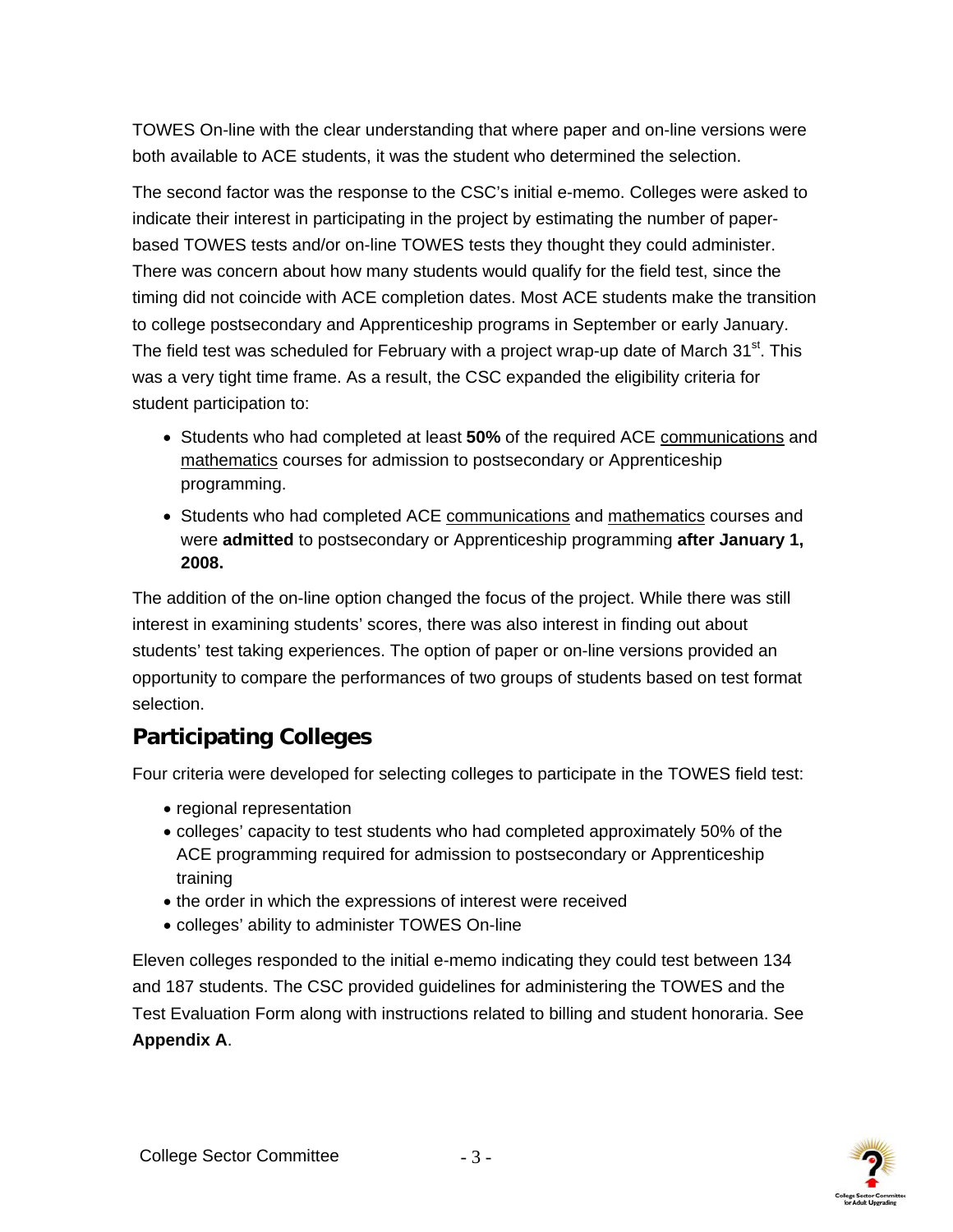TOWES On-line with the clear understanding that where paper and on-line versions were both available to ACE students, it was the student who determined the selection.

The second factor was the response to the CSC's initial e-memo. Colleges were asked to indicate their interest in participating in the project by estimating the number of paper-based TOWES tests and/or on-line TOWES tests they thought they could administer. There was concern about how many students would qualify for the field test, since the timing did not coincide with ACE completion dates. Most ACE students make the transition to college postsecondary and Apprenticeship programs in September or early January. The field test was scheduled for February with a project wrap-up date of March 31st. This was a very tight time frame. As a result, the CSC expanded the eligibility criteria for student participation to:

- Students who had completed at least **50%** of the required ACE communications and mathematics courses for admission to postsecondary or Apprenticeship programming.
- Students who had completed ACE communications and mathematics courses and were **admitted** to postsecondary or Apprenticeship programming **after January 1, 2008.**

The addition of the on-line option changed the focus of the project. While there was still interest in examining students' scores, there was also interest in finding out about students' test taking experiences. The option of paper or on-line versions provided an opportunity to compare the performances of two groups of students based on test format selection.

## Participating Colleges

Four criteria were developed for selecting colleges to participate in the TOWES field test:

- regional representation
- colleges' capacity to test students who had completed approximately 50% of the ACE programming required for admission to postsecondary or Apprenticeship training
- the order in which the expressions of interest were received
- colleges' ability to administer TOWES On-line

Eleven colleges responded to the initial e-memo indicating they could test between 134 and 187 students. The CSC provided guidelines for administering the TOWES and the Test Evaluation Form along with instructions related to billing and student honoraria. See **Appendix A**.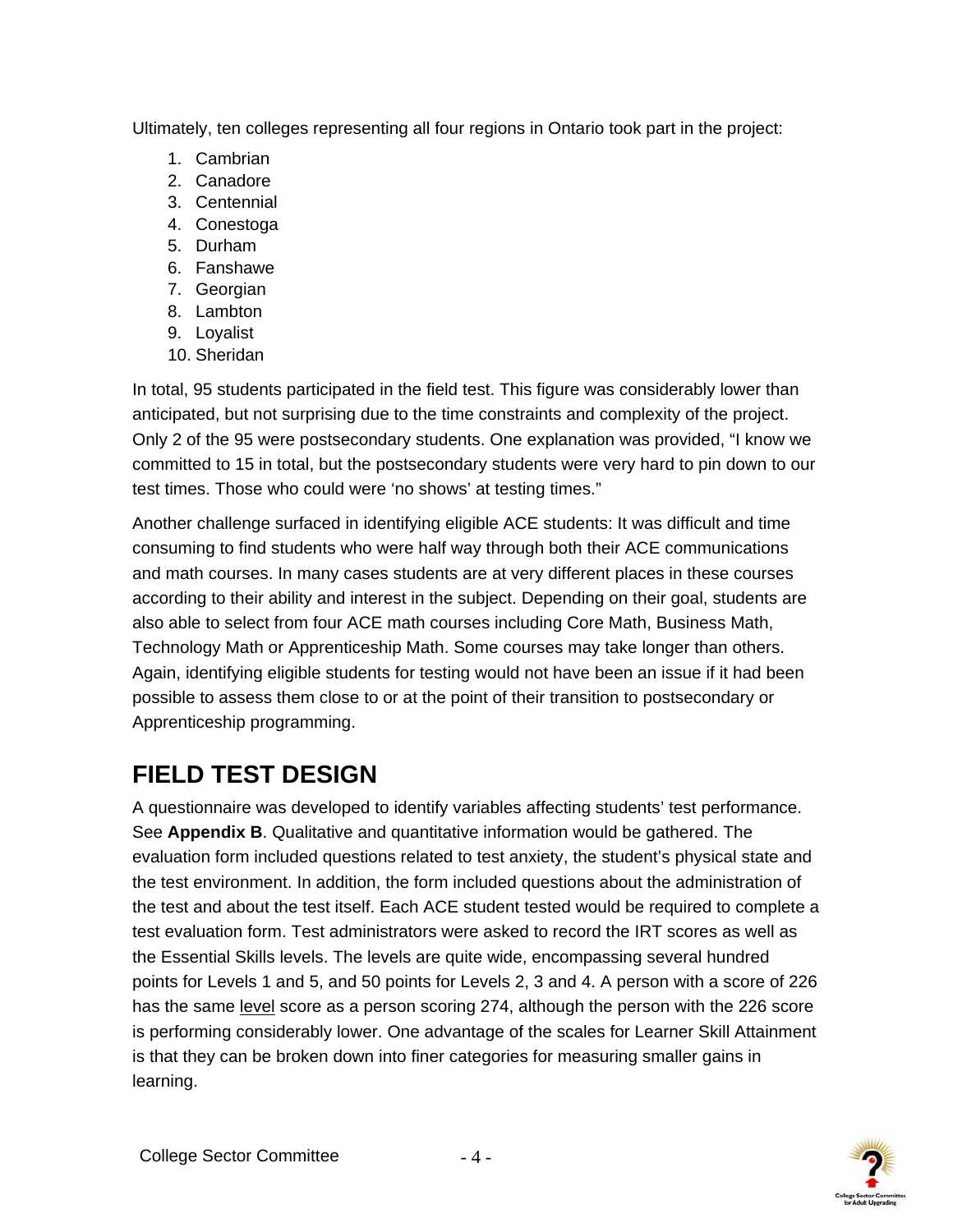Ultimately, ten colleges representing all four regions in Ontario took part in the project:

1. Cambrian
2. Canadore
3. Centennial
4. Conestoga
5. Durham
6. Fanshawe
7. Georgian
8. Lambton
9. Loyalist
10. Sheridan

In total, 95 students participated in the field test. This figure was considerably lower than anticipated, but not surprising due to the time constraints and complexity of the project. Only 2 of the 95 were postsecondary students. One explanation was provided, "I know we committed to 15 in total, but the postsecondary students were very hard to pin down to our test times. Those who could were 'no shows' at testing times."

Another challenge surfaced in identifying eligible ACE students: It was difficult and time consuming to find students who were half way through both their ACE communications and math courses. In many cases students are at very different places in these courses according to their ability and interest in the subject. Depending on their goal, students are also able to select from four ACE math courses including Core Math, Business Math, Technology Math or Apprenticeship Math. Some courses may take longer than others. Again, identifying eligible students for testing would not have been an issue if it had been possible to assess them close to or at the point of their transition to postsecondary or Apprenticeship programming.

# FIELD TEST DESIGN

A questionnaire was developed to identify variables affecting students' test performance. See **Appendix B**. Qualitative and quantitative information would be gathered. The evaluation form included questions related to test anxiety, the student's physical state and the test environment. In addition, the form included questions about the administration of the test and about the test itself. Each ACE student tested would be required to complete a test evaluation form. Test administrators were asked to record the IRT scores as well as the Essential Skills levels. The levels are quite wide, encompassing several hundred points for Levels 1 and 5, and 50 points for Levels 2, 3 and 4. A person with a score of 226 has the same <u>level</u> score as a person scoring 274, although the person with the 226 score is performing considerably lower. One advantage of the scales for Learner Skill Attainment is that they can be broken down into finer categories for measuring smaller gains in learning.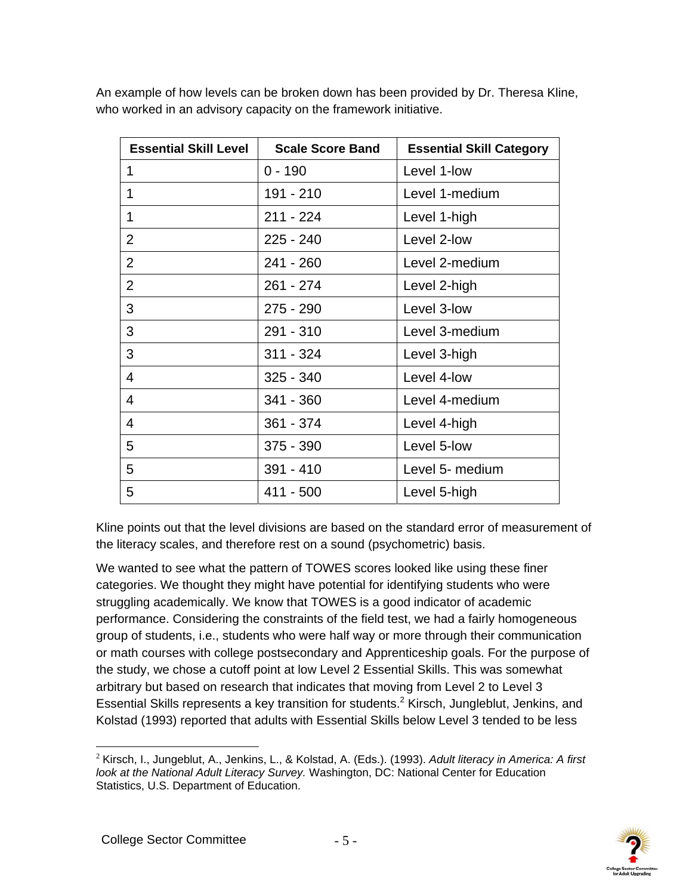An example of how levels can be broken down has been provided by Dr. Theresa Kline, who worked in an advisory capacity on the framework initiative.

| Essential Skill Level | Scale Score Band | Essential Skill Category |
|---|---|---|
| 1 | 0 - 190 | Level 1-low |
| 1 | 191 - 210 | Level 1-medium |
| 1 | 211 - 224 | Level 1-high |
| 2 | 225 - 240 | Level 2-low |
| 2 | 241 - 260 | Level 2-medium |
| 2 | 261 - 274 | Level 2-high |
| 3 | 275 - 290 | Level 3-low |
| 3 | 291 - 310 | Level 3-medium |
| 3 | 311 - 324 | Level 3-high |
| 4 | 325 - 340 | Level 4-low |
| 4 | 341 - 360 | Level 4-medium |
| 4 | 361 - 374 | Level 4-high |
| 5 | 375 - 390 | Level 5-low |
| 5 | 391 - 410 | Level 5- medium |
| 5 | 411 - 500 | Level 5-high |

Kline points out that the level divisions are based on the standard error of measurement of the literacy scales, and therefore rest on a sound (psychometric) basis.

We wanted to see what the pattern of TOWES scores looked like using these finer categories. We thought they might have potential for identifying students who were struggling academically. We know that TOWES is a good indicator of academic performance. Considering the constraints of the field test, we had a fairly homogeneous group of students, i.e., students who were half way or more through their communication or math courses with college postsecondary and Apprenticeship goals. For the purpose of the study, we chose a cutoff point at low Level 2 Essential Skills. This was somewhat arbitrary but based on research that indicates that moving from Level 2 to Level 3 Essential Skills represents a key transition for students.[2] Kirsch, Jungleblut, Jenkins, and Kolstad (1993) reported that adults with Essential Skills below Level 3 tended to be less

[2] Kirsch, I., Jungeblut, A., Jenkins, L., & Kolstad, A. (Eds.). (1993). *Adult literacy in America: A first look at the National Adult Literacy Survey.* Washington, DC: National Center for Education Statistics, U.S. Department of Education.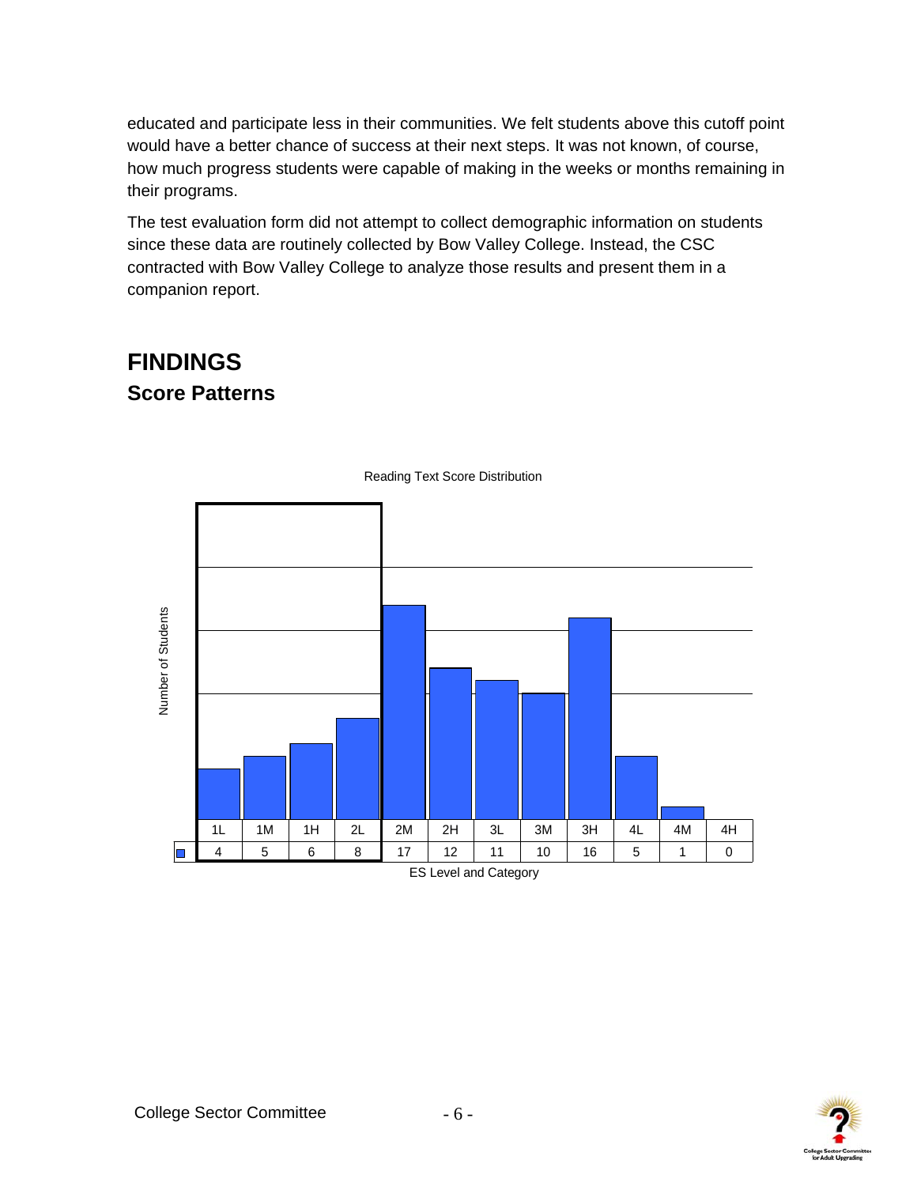educated and participate less in their communities. We felt students above this cutoff point would have a better chance of success at their next steps. It was not known, of course, how much progress students were capable of making in the weeks or months remaining in their programs.

The test evaluation form did not attempt to collect demographic information on students since these data are routinely collected by Bow Valley College. Instead, the CSC contracted with Bow Valley College to analyze those results and present them in a companion report.

# FINDINGS

## Score Patterns

Reading Text Score Distribution

| ES Level and Category | 1L | 1M | 1H | 2L | 2M | 2H | 3L | 3M | 3H | 4L | 4M | 4H |
|---|---|---|---|---|---|---|---|---|---|---|---|---|
| Number of Students | 4 | 5 | 6 | 8 | 17 | 12 | 11 | 10 | 16 | 5 | 1 | 0 |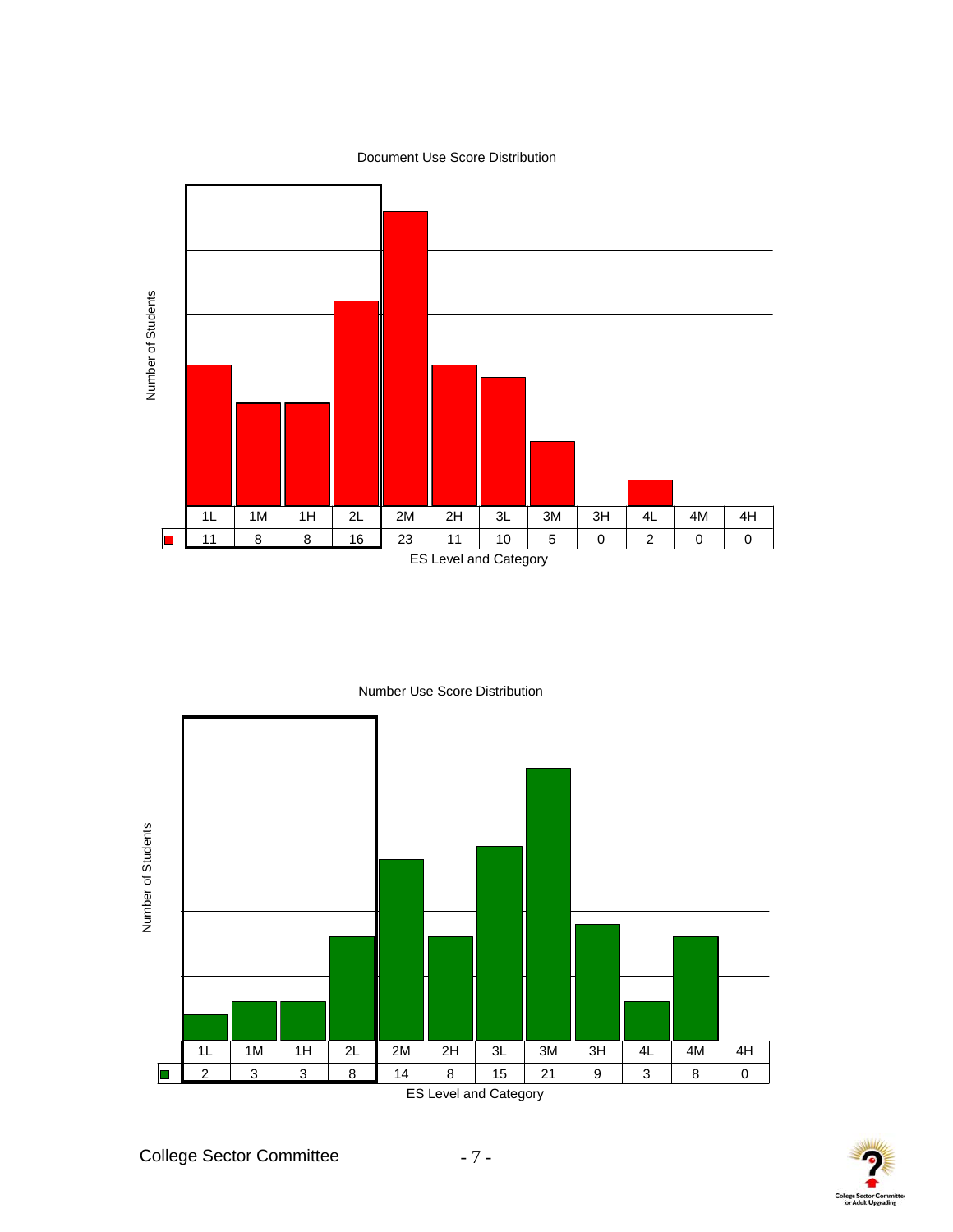Document Use Score Distribution

| ES Level and Category | 1L | 1M | 1H | 2L | 2M | 2H | 3L | 3M | 3H | 4L | 4M | 4H |
|---|---|---|---|---|---|---|---|---|---|---|---|---|
| Number of Students | 11 | 8 | 8 | 16 | 23 | 11 | 10 | 5 | 0 | 2 | 0 | 0 |

Number Use Score Distribution

| ES Level and Category | 1L | 1M | 1H | 2L | 2M | 2H | 3L | 3M | 3H | 4L | 4M | 4H |
|---|---|---|---|---|---|---|---|---|---|---|---|---|
| Number of Students | 2 | 3 | 3 | 8 | 14 | 8 | 15 | 21 | 9 | 3 | 8 | 0 |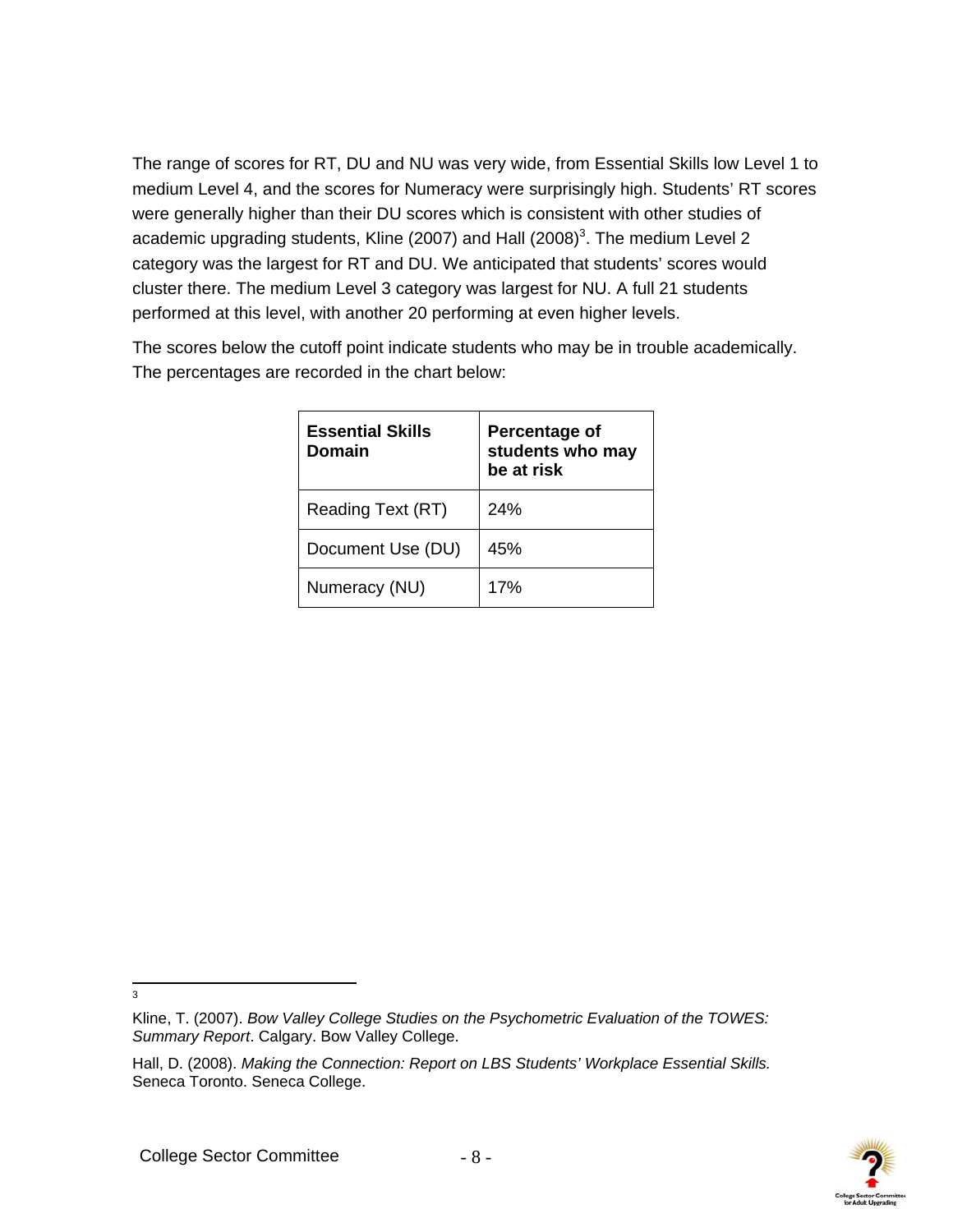The range of scores for RT, DU and NU was very wide, from Essential Skills low Level 1 to medium Level 4, and the scores for Numeracy were surprisingly high. Students' RT scores were generally higher than their DU scores which is consistent with other studies of academic upgrading students, Kline (2007) and Hall (2008)[3]. The medium Level 2 category was the largest for RT and DU. We anticipated that students' scores would cluster there. The medium Level 3 category was largest for NU. A full 21 students performed at this level, with another 20 performing at even higher levels.

The scores below the cutoff point indicate students who may be in trouble academically. The percentages are recorded in the chart below:

| **Essential Skills Domain** | **Percentage of students who may be at risk** |
|---|---|
| Reading Text (RT) | 24% |
| Document Use (DU) | 45% |
| Numeracy (NU) | 17% |

---

[3]

Kline, T. (2007). *Bow Valley College Studies on the Psychometric Evaluation of the TOWES: Summary Report*. Calgary. Bow Valley College.

Hall, D. (2008). *Making the Connection: Report on LBS Students' Workplace Essential Skills.* Seneca Toronto. Seneca College.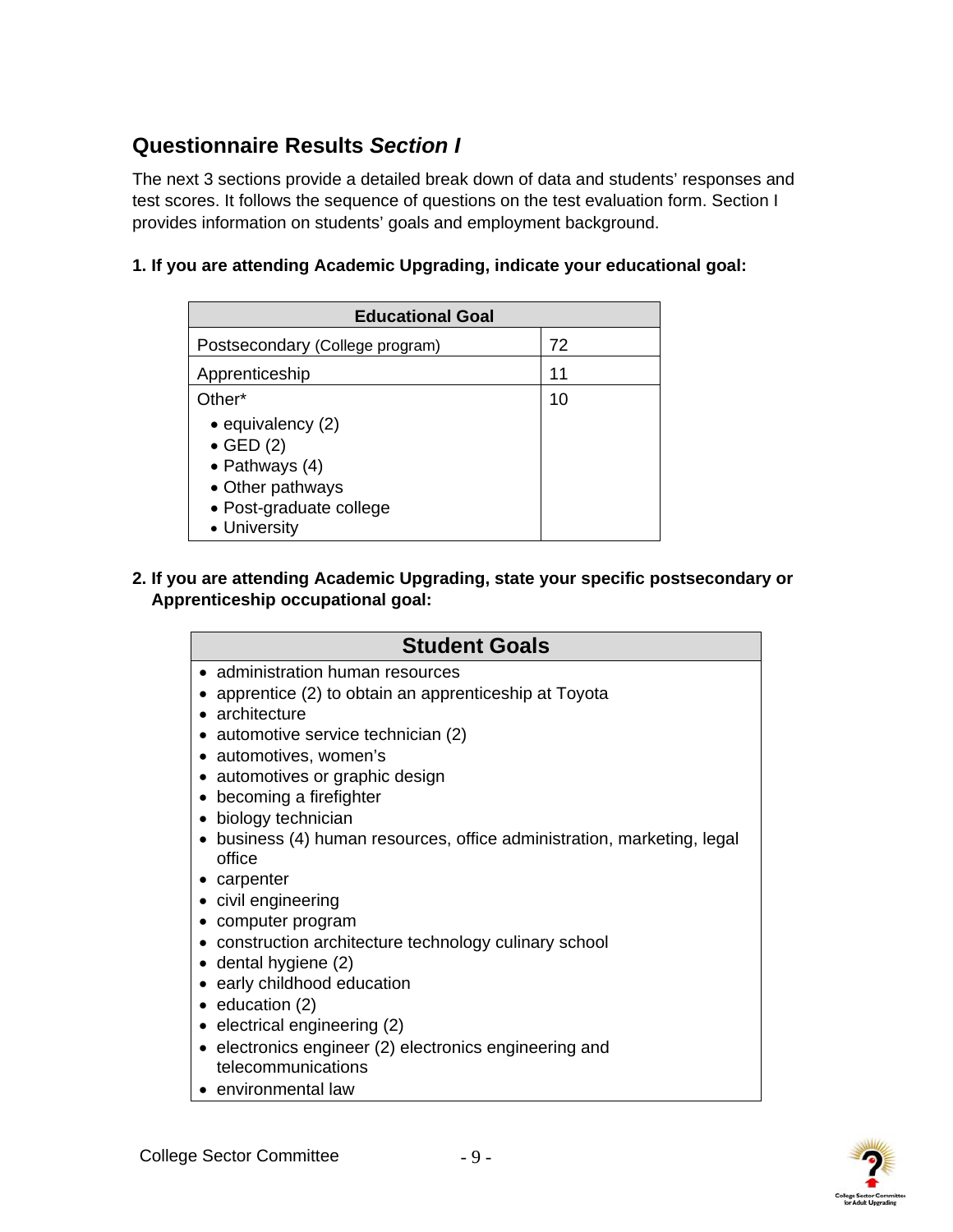## Questionnaire Results *Section I*

The next 3 sections provide a detailed break down of data and students' responses and test scores. It follows the sequence of questions on the test evaluation form. Section I provides information on students' goals and employment background.

**1. If you are attending Academic Upgrading, indicate your educational goal:**

| Educational Goal | |
|---|---|
| Postsecondary (College program) | 72 |
| Apprenticeship | 11 |
| Other*<br>• equivalency (2)<br>• GED (2)<br>• Pathways (4)<br>• Other pathways<br>• Post-graduate college<br>• University | 10 |

**2. If you are attending Academic Upgrading, state your specific postsecondary or Apprenticeship occupational goal:**

| Student Goals |
|---|
| • administration human resources<br>• apprentice (2) to obtain an apprenticeship at Toyota<br>• architecture<br>• automotive service technician (2)<br>• automotives, women's<br>• automotives or graphic design<br>• becoming a firefighter<br>• biology technician<br>• business (4) human resources, office administration, marketing, legal office<br>• carpenter<br>• civil engineering<br>• computer program<br>• construction architecture technology culinary school<br>• dental hygiene (2)<br>• early childhood education<br>• education (2)<br>• electrical engineering (2)<br>• electronics engineer (2) electronics engineering and telecommunications<br>• environmental law |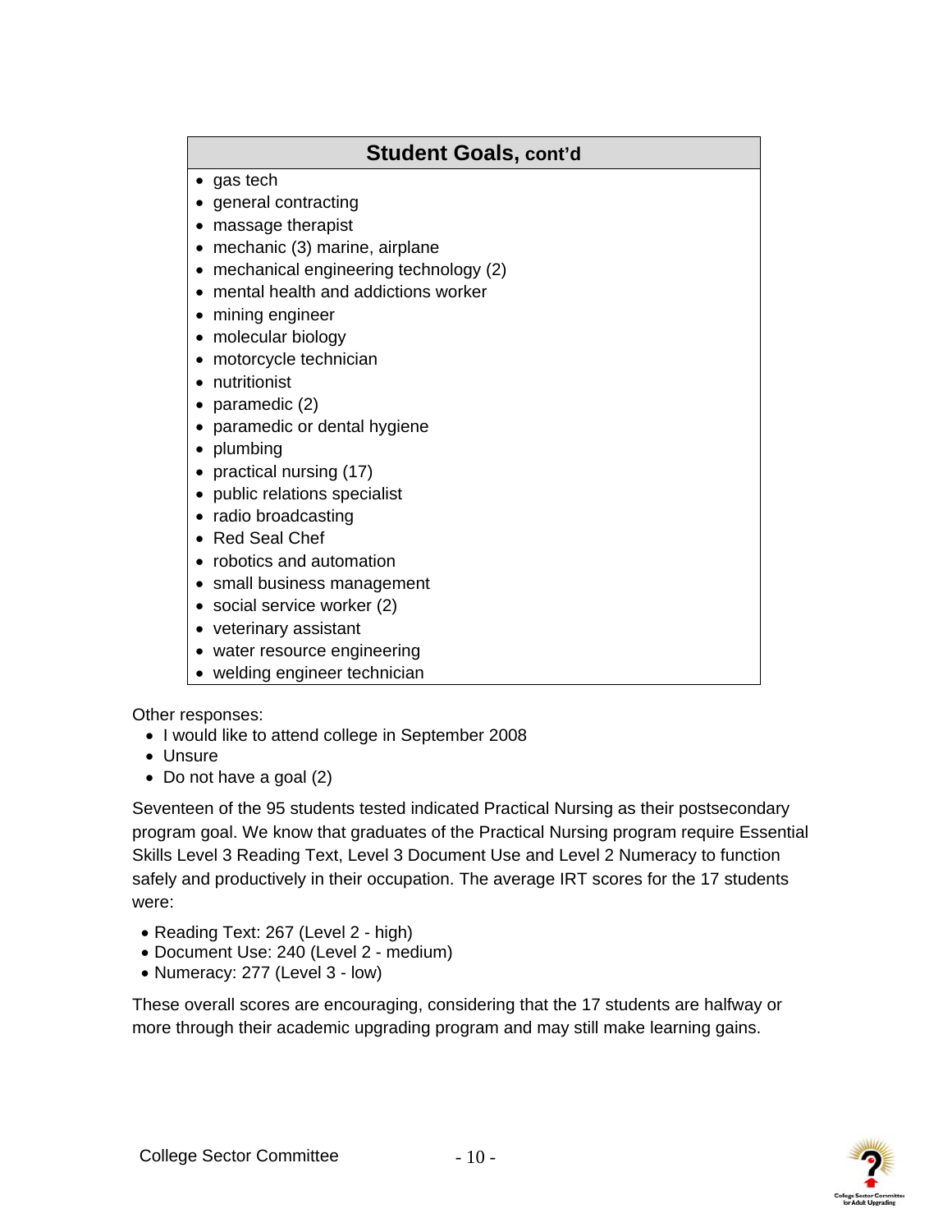## Student Goals, cont'd

- gas tech
- general contracting
- massage therapist
- mechanic (3) marine, airplane
- mechanical engineering technology (2)
- mental health and addictions worker
- mining engineer
- molecular biology
- motorcycle technician
- nutritionist
- paramedic (2)
- paramedic or dental hygiene
- plumbing
- practical nursing (17)
- public relations specialist
- radio broadcasting
- Red Seal Chef
- robotics and automation
- small business management
- social service worker (2)
- veterinary assistant
- water resource engineering
- welding engineer technician

Other responses:

- I would like to attend college in September 2008
- Unsure
- Do not have a goal (2)

Seventeen of the 95 students tested indicated Practical Nursing as their postsecondary program goal. We know that graduates of the Practical Nursing program require Essential Skills Level 3 Reading Text, Level 3 Document Use and Level 2 Numeracy to function safely and productively in their occupation. The average IRT scores for the 17 students were:

- Reading Text: 267 (Level 2 - high)
- Document Use: 240 (Level 2 - medium)
- Numeracy: 277 (Level 3 - low)

These overall scores are encouraging, considering that the 17 students are halfway or more through their academic upgrading program and may still make learning gains.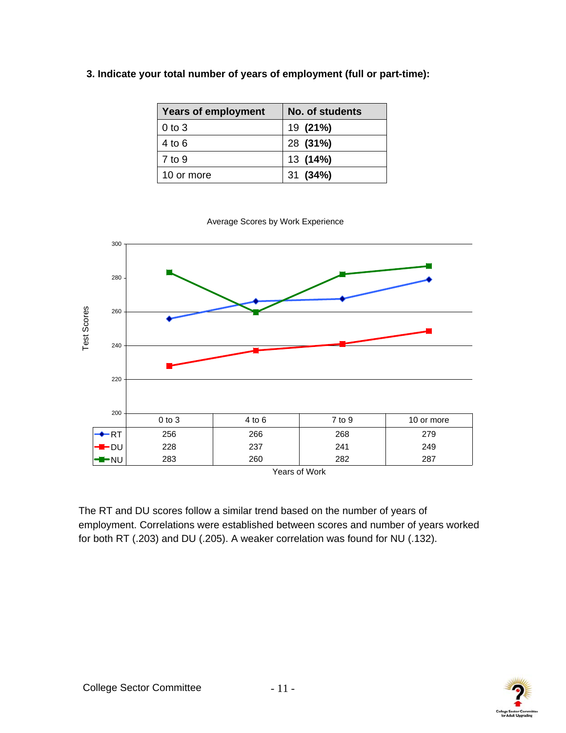### 3. Indicate your total number of years of employment (full or part-time):

| Years of employment | No. of students |
|---|---|
| 0 to 3 | 19 **(21%)** |
| 4 to 6 | 28 **(31%)** |
| 7 to 9 | 13 **(14%)** |
| 10 or more | 31 **(34%)** |

Average Scores by Work Experience

| | 0 to 3 | 4 to 6 | 7 to 9 | 10 or more |
|---|---|---|---|---|
| RT | 256 | 266 | 268 | 279 |
| DU | 228 | 237 | 241 | 249 |
| NU | 283 | 260 | 282 | 287 |

Years of Work

The RT and DU scores follow a similar trend based on the number of years of employment. Correlations were established between scores and number of years worked for both RT (.203) and DU (.205). A weaker correlation was found for NU (.132).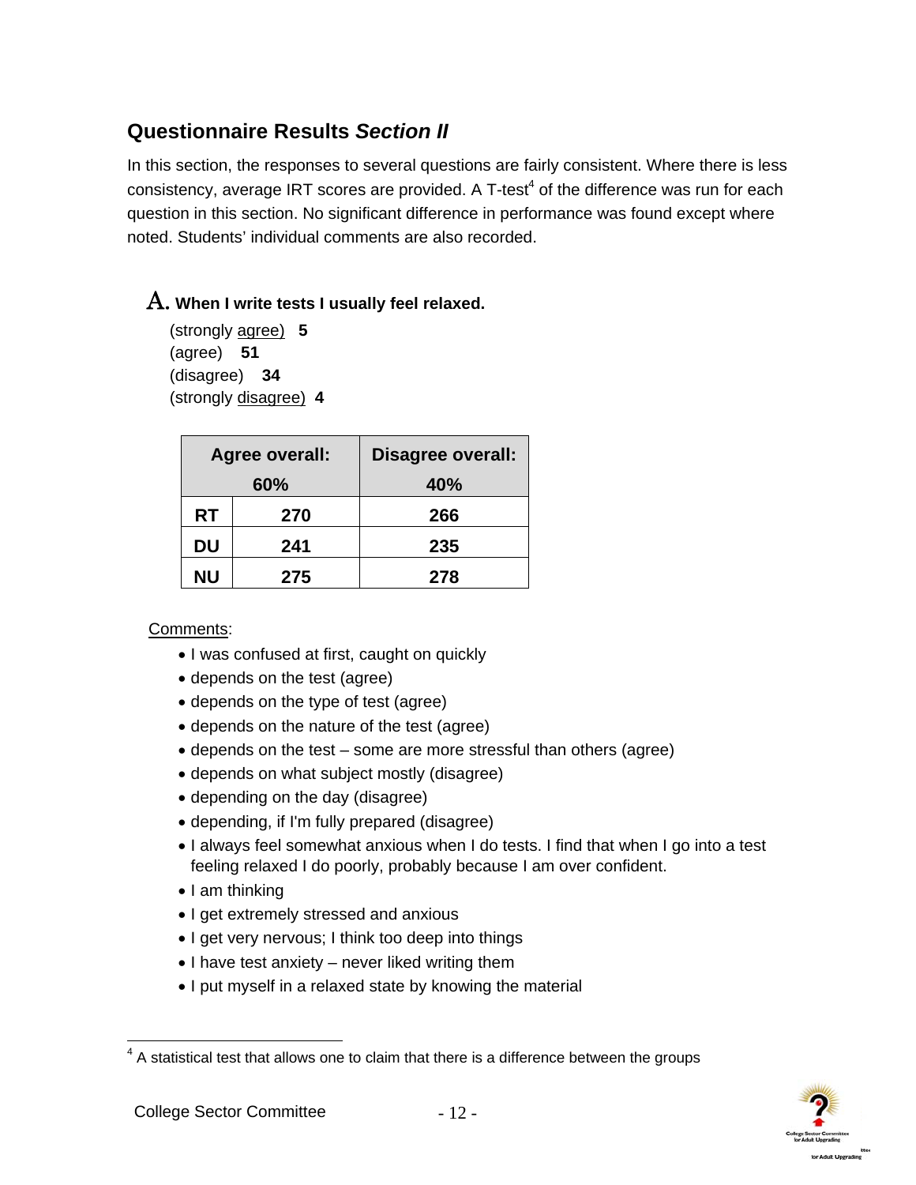## Questionnaire Results *Section II*

In this section, the responses to several questions are fairly consistent. Where there is less consistency, average IRT scores are provided. A T-test[4] of the difference was run for each question in this section. No significant difference in performance was found except where noted. Students' individual comments are also recorded.

### A. When I write tests I usually feel relaxed.

(strongly agree) **5**
(agree) **51**
(disagree) **34**
(strongly disagree) **4**

| Agree overall: | 60% | Disagree overall: 40% |
|---|---|---|
| **RT** | **270** | **266** |
| **DU** | **241** | **235** |
| **NU** | **275** | **278** |

Comments:

- I was confused at first, caught on quickly
- depends on the test (agree)
- depends on the type of test (agree)
- depends on the nature of the test (agree)
- depends on the test – some are more stressful than others (agree)
- depends on what subject mostly (disagree)
- depending on the day (disagree)
- depending, if I'm fully prepared (disagree)
- I always feel somewhat anxious when I do tests. I find that when I go into a test feeling relaxed I do poorly, probably because I am over confident.
- I am thinking
- I get extremely stressed and anxious
- I get very nervous; I think too deep into things
- I have test anxiety – never liked writing them
- I put myself in a relaxed state by knowing the material

---

[4] A statistical test that allows one to claim that there is a difference between the groups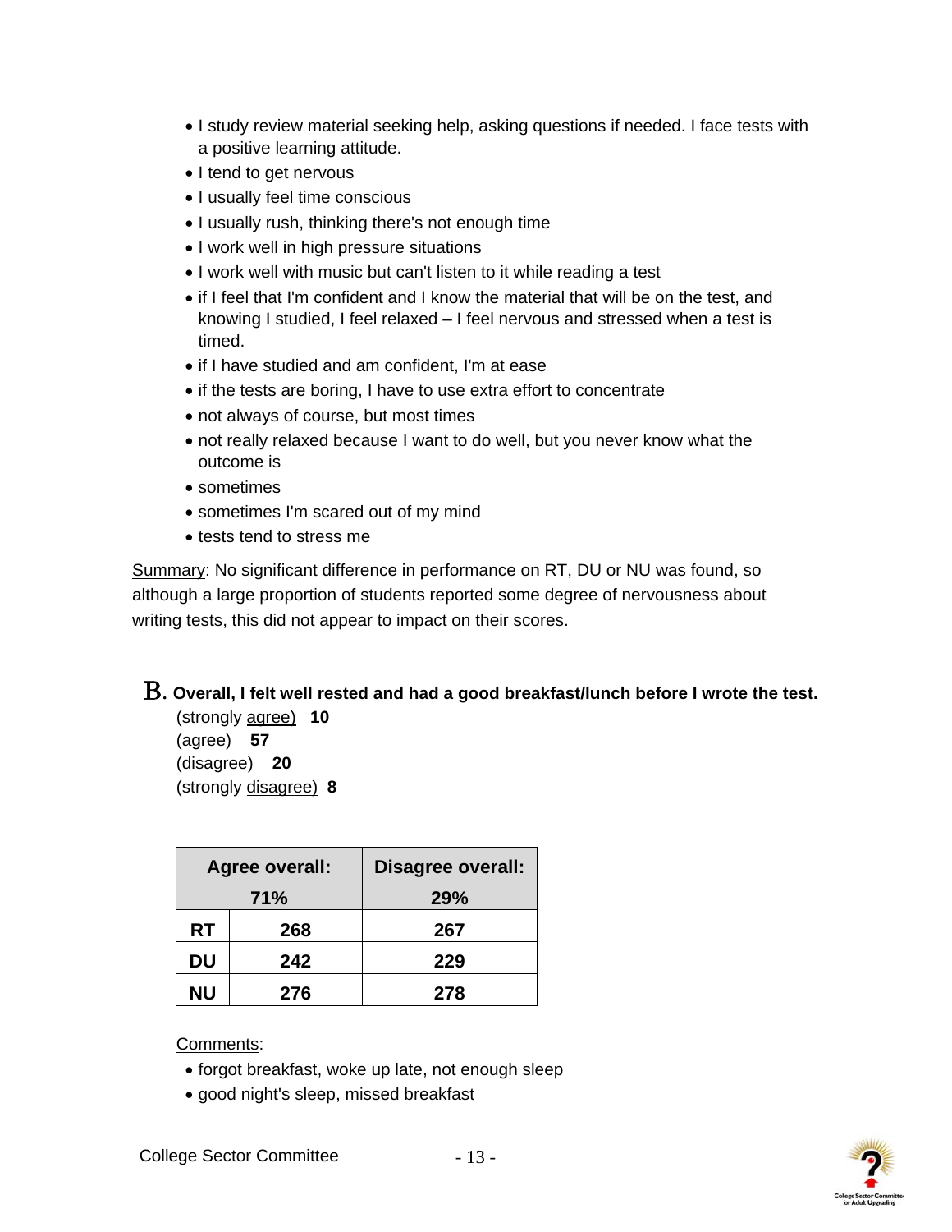- I study review material seeking help, asking questions if needed. I face tests with a positive learning attitude.
- I tend to get nervous
- I usually feel time conscious
- I usually rush, thinking there's not enough time
- I work well in high pressure situations
- I work well with music but can't listen to it while reading a test
- if I feel that I'm confident and I know the material that will be on the test, and knowing I studied, I feel relaxed – I feel nervous and stressed when a test is timed.
- if I have studied and am confident, I'm at ease
- if the tests are boring, I have to use extra effort to concentrate
- not always of course, but most times
- not really relaxed because I want to do well, but you never know what the outcome is
- sometimes
- sometimes I'm scared out of my mind
- tests tend to stress me

Summary: No significant difference in performance on RT, DU or NU was found, so although a large proportion of students reported some degree of nervousness about writing tests, this did not appear to impact on their scores.

## B. Overall, I felt well rested and had a good breakfast/lunch before I wrote the test.

(strongly agree) **10**
(agree) **57**
(disagree) **20**
(strongly disagree) **8**

| Agree overall: 71% | | Disagree overall: 29% |
|---|---|---|
| **RT** | **268** | **267** |
| **DU** | **242** | **229** |
| **NU** | **276** | **278** |

Comments:

- forgot breakfast, woke up late, not enough sleep
- good night's sleep, missed breakfast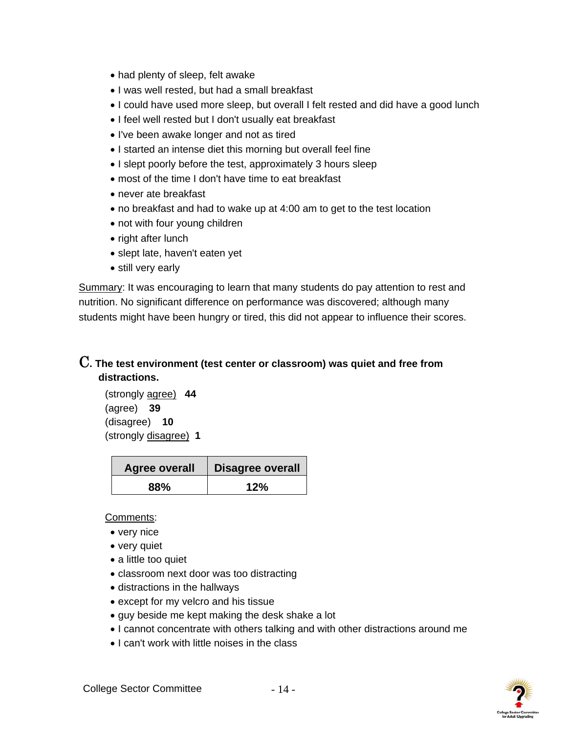- had plenty of sleep, felt awake
- I was well rested, but had a small breakfast
- I could have used more sleep, but overall I felt rested and did have a good lunch
- I feel well rested but I don't usually eat breakfast
- I've been awake longer and not as tired
- I started an intense diet this morning but overall feel fine
- I slept poorly before the test, approximately 3 hours sleep
- most of the time I don't have time to eat breakfast
- never ate breakfast
- no breakfast and had to wake up at 4:00 am to get to the test location
- not with four young children
- right after lunch
- slept late, haven't eaten yet
- still very early

Summary: It was encouraging to learn that many students do pay attention to rest and nutrition. No significant difference on performance was discovered; although many students might have been hungry or tired, this did not appear to influence their scores.

### C. The test environment (test center or classroom) was quiet and free from distractions.

(strongly agree) **44**
(agree) **39**
(disagree) **10**
(strongly disagree) **1**

| Agree overall | Disagree overall |
|---|---|
| **88%** | **12%** |

Comments:

- very nice
- very quiet
- a little too quiet
- classroom next door was too distracting
- distractions in the hallways
- except for my velcro and his tissue
- guy beside me kept making the desk shake a lot
- I cannot concentrate with others talking and with other distractions around me
- I can't work with little noises in the class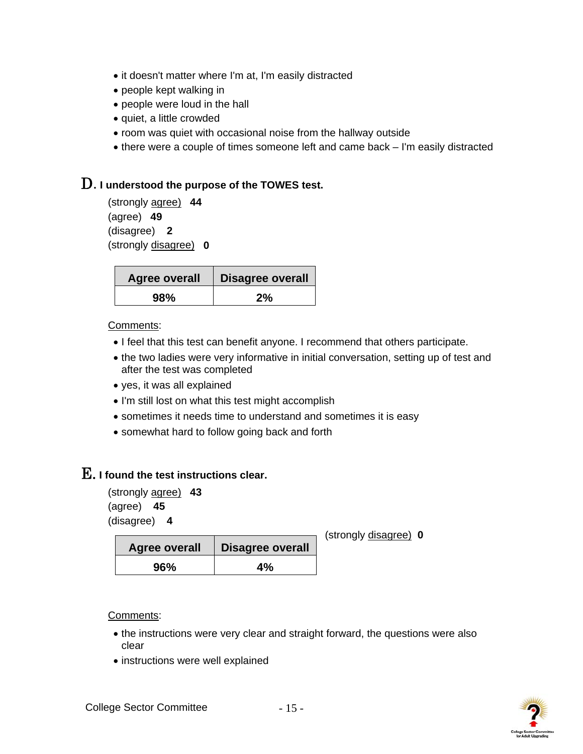- it doesn't matter where I'm at, I'm easily distracted
- people kept walking in
- people were loud in the hall
- quiet, a little crowded
- room was quiet with occasional noise from the hallway outside
- there were a couple of times someone left and came back – I'm easily distracted

## D. I understood the purpose of the TOWES test.

(strongly agree) **44**
(agree) **49**
(disagree) **2**
(strongly disagree) **0**

| Agree overall | Disagree overall |
|---|---|
| 98% | 2% |

Comments:

- I feel that this test can benefit anyone. I recommend that others participate.
- the two ladies were very informative in initial conversation, setting up of test and after the test was completed
- yes, it was all explained
- I'm still lost on what this test might accomplish
- sometimes it needs time to understand and sometimes it is easy
- somewhat hard to follow going back and forth

## E. I found the test instructions clear.

(strongly agree) **43**
(agree) **45**
(disagree) **4**
(strongly disagree) **0**

| Agree overall | Disagree overall |
|---|---|
| 96% | 4% |

Comments:

- the instructions were very clear and straight forward, the questions were also clear
- instructions were well explained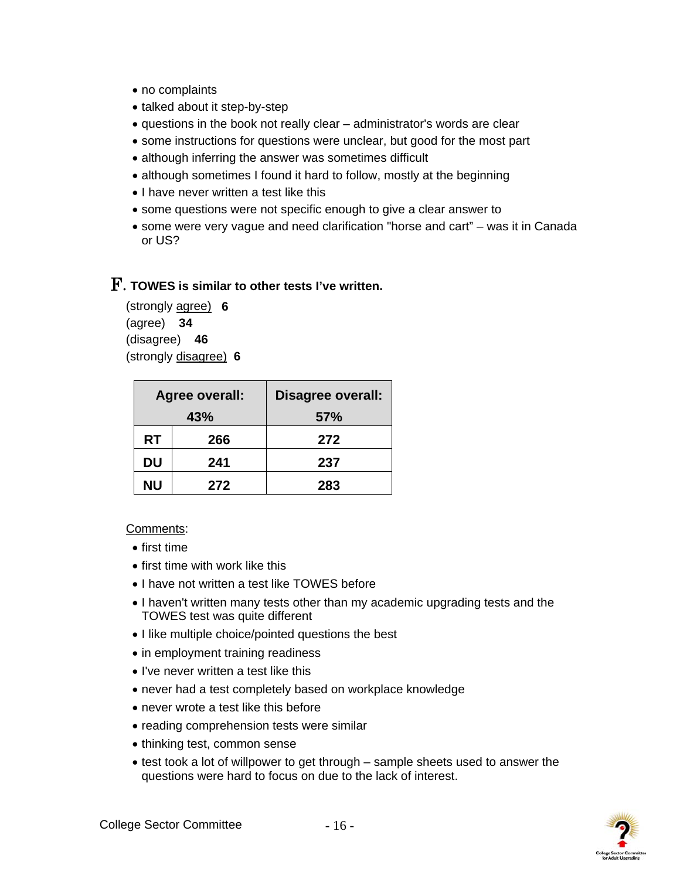- no complaints
- talked about it step-by-step
- questions in the book not really clear – administrator's words are clear
- some instructions for questions were unclear, but good for the most part
- although inferring the answer was sometimes difficult
- although sometimes I found it hard to follow, mostly at the beginning
- I have never written a test like this
- some questions were not specific enough to give a clear answer to
- some were very vague and need clarification "horse and cart" – was it in Canada or US?

## F. TOWES is similar to other tests I've written.

(strongly agree) **6**
(agree) **34**
(disagree) **46**
(strongly disagree) **6**

| | Agree overall: 43% | Disagree overall: 57% |
|---|---|---|
| **RT** | **266** | **272** |
| **DU** | **241** | **237** |
| **NU** | **272** | **283** |

Comments:

- first time
- first time with work like this
- I have not written a test like TOWES before
- I haven't written many tests other than my academic upgrading tests and the TOWES test was quite different
- I like multiple choice/pointed questions the best
- in employment training readiness
- I've never written a test like this
- never had a test completely based on workplace knowledge
- never wrote a test like this before
- reading comprehension tests were similar
- thinking test, common sense
- test took a lot of willpower to get through – sample sheets used to answer the questions were hard to focus on due to the lack of interest.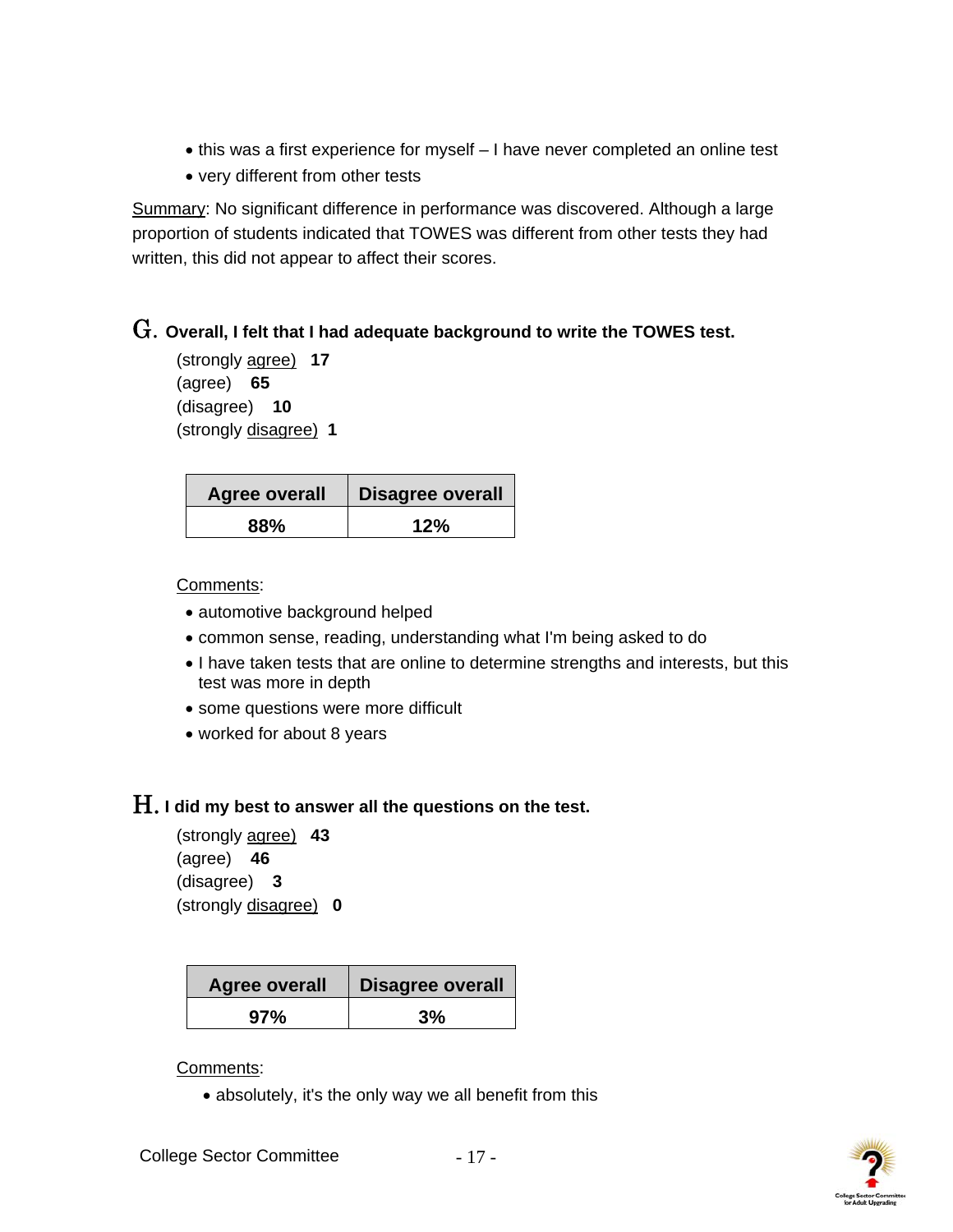- this was a first experience for myself – I have never completed an online test
- very different from other tests

Summary: No significant difference in performance was discovered. Although a large proportion of students indicated that TOWES was different from other tests they had written, this did not appear to affect their scores.

## G. Overall, I felt that I had adequate background to write the TOWES test.

(strongly agree) **17**
(agree) **65**
(disagree) **10**
(strongly disagree) **1**

| Agree overall | Disagree overall |
|---|---|
| **88%** | **12%** |

Comments:

- automotive background helped
- common sense, reading, understanding what I'm being asked to do
- I have taken tests that are online to determine strengths and interests, but this test was more in depth
- some questions were more difficult
- worked for about 8 years

## H. I did my best to answer all the questions on the test.

(strongly agree) **43**
(agree) **46**
(disagree) **3**
(strongly disagree) **0**

| Agree overall | Disagree overall |
|---|---|
| **97%** | **3%** |

Comments:

- absolutely, it's the only way we all benefit from this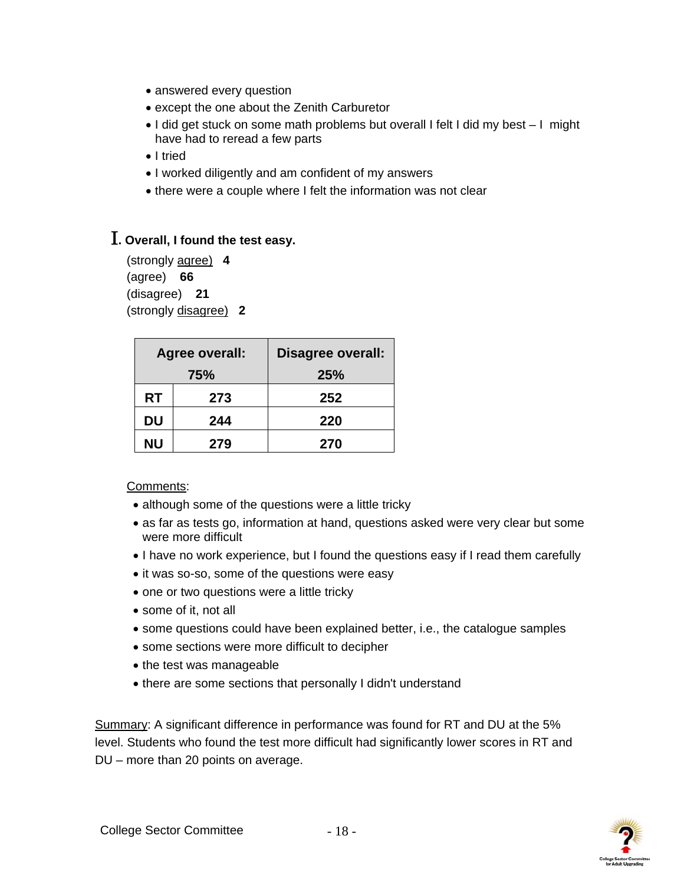- answered every question
- except the one about the Zenith Carburetor
- I did get stuck on some math problems but overall I felt I did my best – I might have had to reread a few parts
- I tried
- I worked diligently and am confident of my answers
- there were a couple where I felt the information was not clear

## I. Overall, I found the test easy.

(strongly agree) **4**
(agree) **66**
(disagree) **21**
(strongly disagree) **2**

| Agree overall: 75% | | Disagree overall: 25% |
|---|---|---|
| **RT** | **273** | **252** |
| **DU** | **244** | **220** |
| **NU** | **279** | **270** |

Comments:

- although some of the questions were a little tricky
- as far as tests go, information at hand, questions asked were very clear but some were more difficult
- I have no work experience, but I found the questions easy if I read them carefully
- it was so-so, some of the questions were easy
- one or two questions were a little tricky
- some of it, not all
- some questions could have been explained better, i.e., the catalogue samples
- some sections were more difficult to decipher
- the test was manageable
- there are some sections that personally I didn't understand

Summary: A significant difference in performance was found for RT and DU at the 5% level. Students who found the test more difficult had significantly lower scores in RT and DU – more than 20 points on average.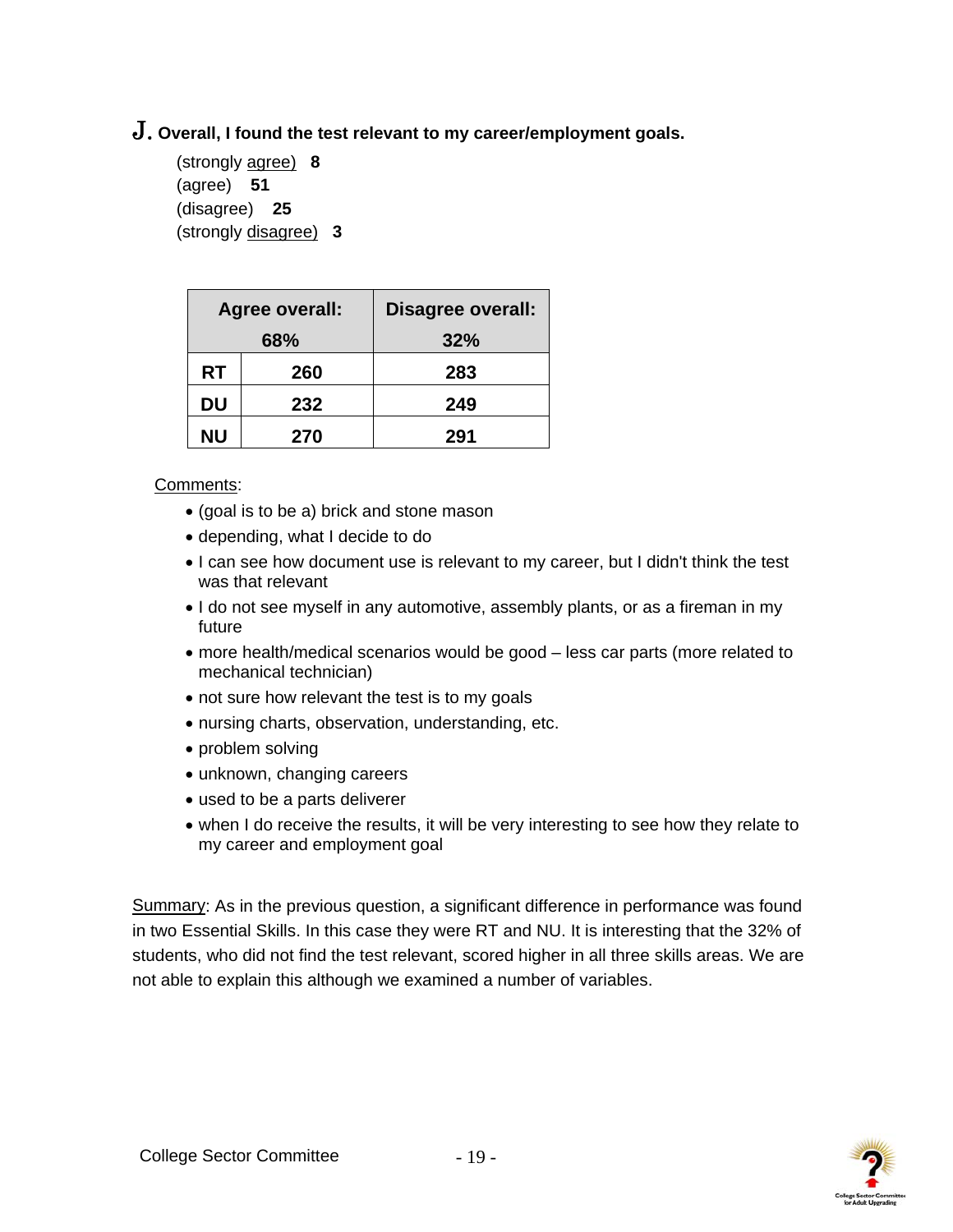**J. Overall, I found the test relevant to my career/employment goals.**

(strongly agree) **8**
(agree) **51**
(disagree) **25**
(strongly disagree) **3**

| Agree overall: 68% | | Disagree overall: 32% |
|---|---|---|
| **RT** | **260** | **283** |
| **DU** | **232** | **249** |
| **NU** | **270** | **291** |

Comments:

- (goal is to be a) brick and stone mason
- depending, what I decide to do
- I can see how document use is relevant to my career, but I didn't think the test was that relevant
- I do not see myself in any automotive, assembly plants, or as a fireman in my future
- more health/medical scenarios would be good – less car parts (more related to mechanical technician)
- not sure how relevant the test is to my goals
- nursing charts, observation, understanding, etc.
- problem solving
- unknown, changing careers
- used to be a parts deliverer
- when I do receive the results, it will be very interesting to see how they relate to my career and employment goal

Summary: As in the previous question, a significant difference in performance was found in two Essential Skills. In this case they were RT and NU. It is interesting that the 32% of students, who did not find the test relevant, scored higher in all three skills areas. We are not able to explain this although we examined a number of variables.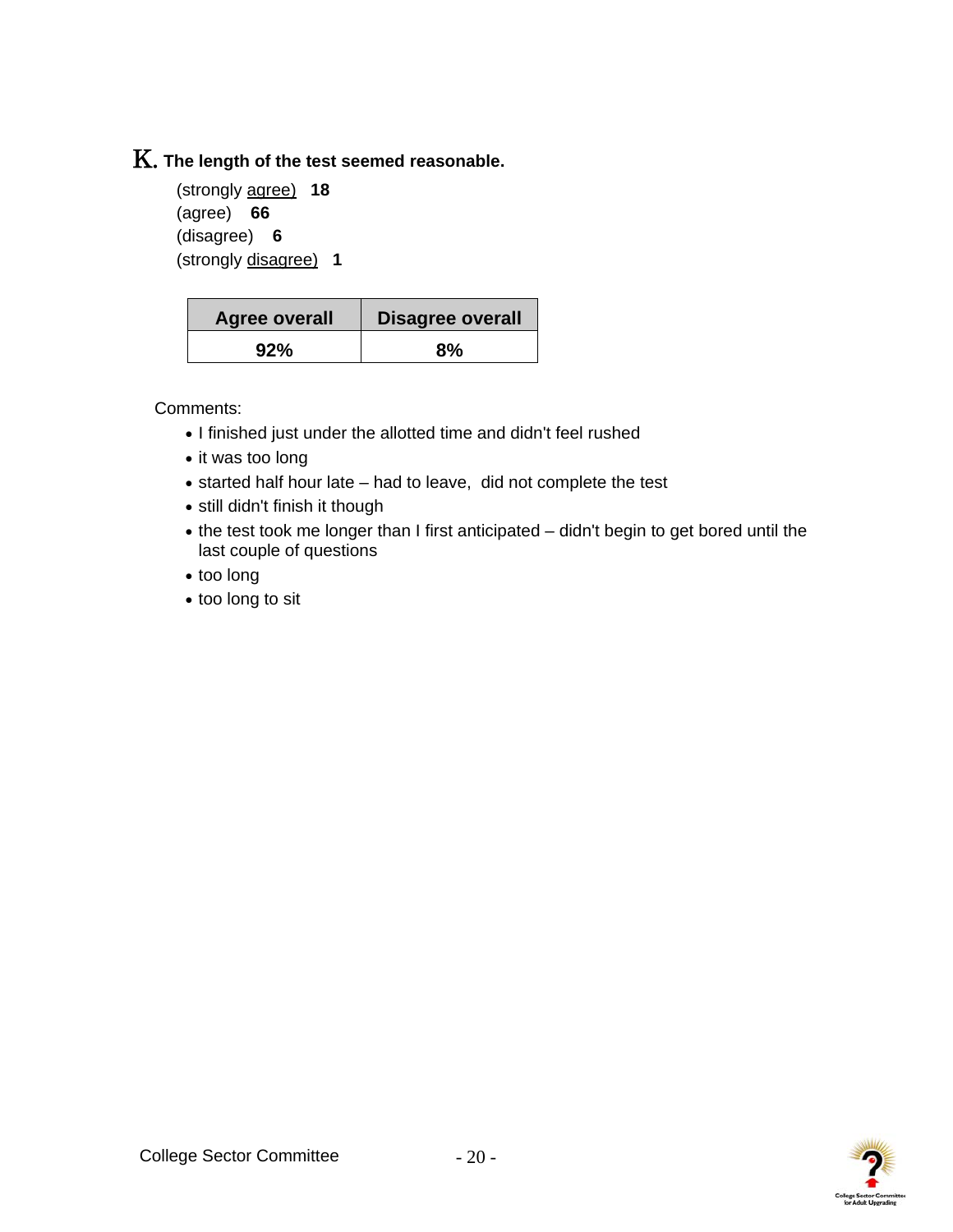**K. The length of the test seemed reasonable.**

(strongly agree) **18**
(agree) **66**
(disagree) **6**
(strongly disagree) **1**

| Agree overall | Disagree overall |
|---|---|
| **92%** | **8%** |

Comments:

- I finished just under the allotted time and didn't feel rushed
- it was too long
- started half hour late – had to leave, did not complete the test
- still didn't finish it though
- the test took me longer than I first anticipated – didn't begin to get bored until the last couple of questions
- too long
- too long to sit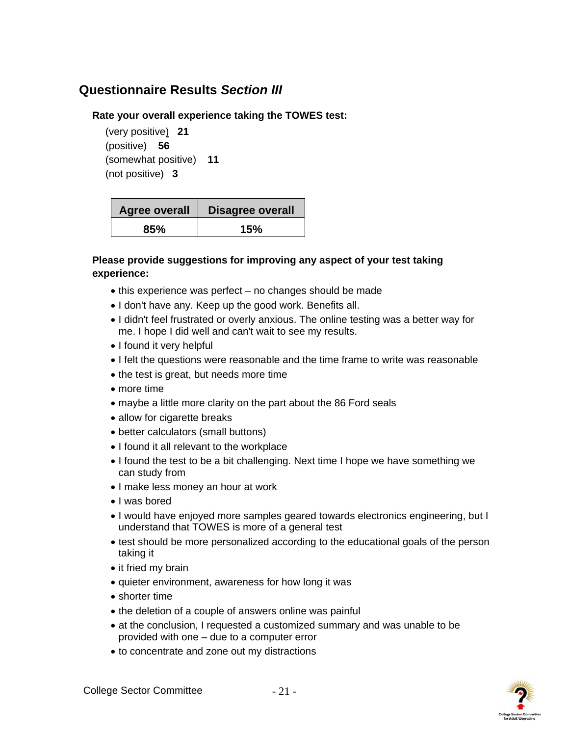## Questionnaire Results *Section III*

**Rate your overall experience taking the TOWES test:**

(very positive) **21**
(positive) **56**
(somewhat positive) **11**
(not positive) **3**

| Agree overall | Disagree overall |
|---|---|
| **85%** | **15%** |

**Please provide suggestions for improving any aspect of your test taking experience:**

- this experience was perfect – no changes should be made
- I don't have any. Keep up the good work. Benefits all.
- I didn't feel frustrated or overly anxious. The online testing was a better way for me. I hope I did well and can't wait to see my results.
- I found it very helpful
- I felt the questions were reasonable and the time frame to write was reasonable
- the test is great, but needs more time
- more time
- maybe a little more clarity on the part about the 86 Ford seals
- allow for cigarette breaks
- better calculators (small buttons)
- I found it all relevant to the workplace
- I found the test to be a bit challenging. Next time I hope we have something we can study from
- I make less money an hour at work
- I was bored
- I would have enjoyed more samples geared towards electronics engineering, but I understand that TOWES is more of a general test
- test should be more personalized according to the educational goals of the person taking it
- it fried my brain
- quieter environment, awareness for how long it was
- shorter time
- the deletion of a couple of answers online was painful
- at the conclusion, I requested a customized summary and was unable to be provided with one – due to a computer error
- to concentrate and zone out my distractions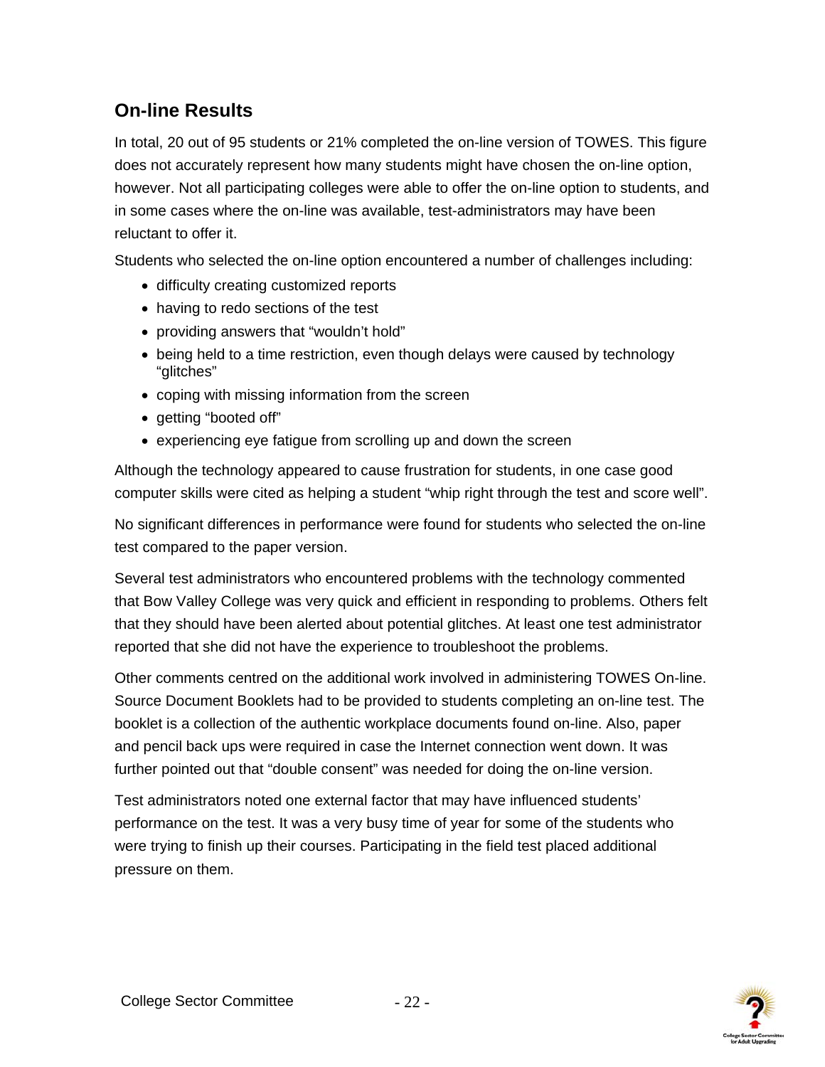## On-line Results

In total, 20 out of 95 students or 21% completed the on-line version of TOWES. This figure does not accurately represent how many students might have chosen the on-line option, however. Not all participating colleges were able to offer the on-line option to students, and in some cases where the on-line was available, test-administrators may have been reluctant to offer it.

Students who selected the on-line option encountered a number of challenges including:

- difficulty creating customized reports
- having to redo sections of the test
- providing answers that "wouldn't hold"
- being held to a time restriction, even though delays were caused by technology "glitches"
- coping with missing information from the screen
- getting "booted off"
- experiencing eye fatigue from scrolling up and down the screen

Although the technology appeared to cause frustration for students, in one case good computer skills were cited as helping a student "whip right through the test and score well".

No significant differences in performance were found for students who selected the on-line test compared to the paper version.

Several test administrators who encountered problems with the technology commented that Bow Valley College was very quick and efficient in responding to problems. Others felt that they should have been alerted about potential glitches. At least one test administrator reported that she did not have the experience to troubleshoot the problems.

Other comments centred on the additional work involved in administering TOWES On-line. Source Document Booklets had to be provided to students completing an on-line test. The booklet is a collection of the authentic workplace documents found on-line. Also, paper and pencil back ups were required in case the Internet connection went down. It was further pointed out that "double consent" was needed for doing the on-line version.

Test administrators noted one external factor that may have influenced students' performance on the test. It was a very busy time of year for some of the students who were trying to finish up their courses. Participating in the field test placed additional pressure on them.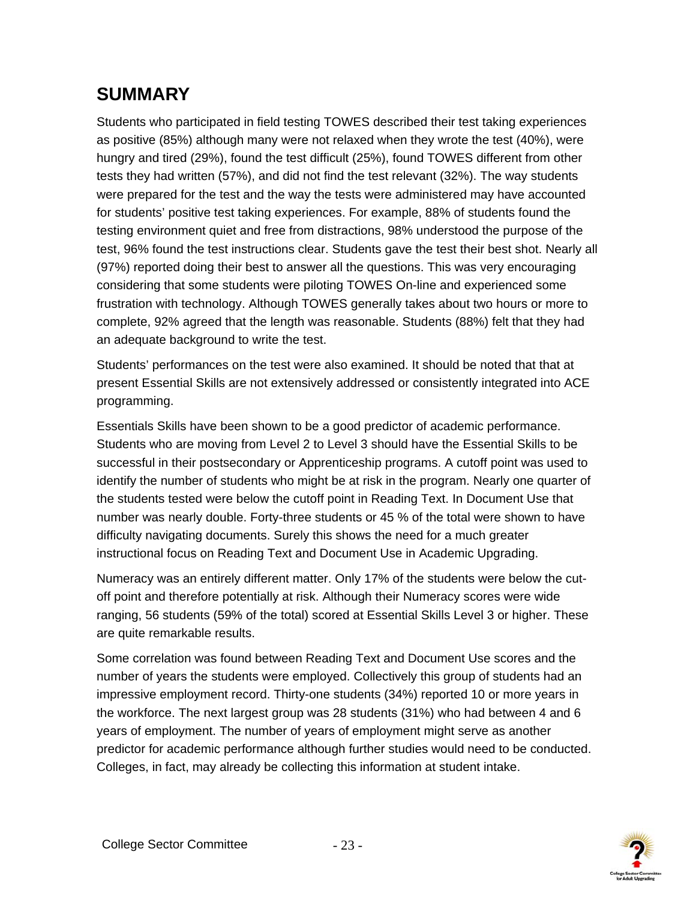## SUMMARY

Students who participated in field testing TOWES described their test taking experiences as positive (85%) although many were not relaxed when they wrote the test (40%), were hungry and tired (29%), found the test difficult (25%), found TOWES different from other tests they had written (57%), and did not find the test relevant (32%). The way students were prepared for the test and the way the tests were administered may have accounted for students' positive test taking experiences. For example, 88% of students found the testing environment quiet and free from distractions, 98% understood the purpose of the test, 96% found the test instructions clear. Students gave the test their best shot. Nearly all (97%) reported doing their best to answer all the questions. This was very encouraging considering that some students were piloting TOWES On-line and experienced some frustration with technology. Although TOWES generally takes about two hours or more to complete, 92% agreed that the length was reasonable. Students (88%) felt that they had an adequate background to write the test.

Students' performances on the test were also examined. It should be noted that that at present Essential Skills are not extensively addressed or consistently integrated into ACE programming.

Essentials Skills have been shown to be a good predictor of academic performance. Students who are moving from Level 2 to Level 3 should have the Essential Skills to be successful in their postsecondary or Apprenticeship programs. A cutoff point was used to identify the number of students who might be at risk in the program. Nearly one quarter of the students tested were below the cutoff point in Reading Text. In Document Use that number was nearly double. Forty-three students or 45 % of the total were shown to have difficulty navigating documents. Surely this shows the need for a much greater instructional focus on Reading Text and Document Use in Academic Upgrading.

Numeracy was an entirely different matter. Only 17% of the students were below the cut-off point and therefore potentially at risk. Although their Numeracy scores were wide ranging, 56 students (59% of the total) scored at Essential Skills Level 3 or higher. These are quite remarkable results.

Some correlation was found between Reading Text and Document Use scores and the number of years the students were employed. Collectively this group of students had an impressive employment record. Thirty-one students (34%) reported 10 or more years in the workforce. The next largest group was 28 students (31%) who had between 4 and 6 years of employment. The number of years of employment might serve as another predictor for academic performance although further studies would need to be conducted. Colleges, in fact, may already be collecting this information at student intake.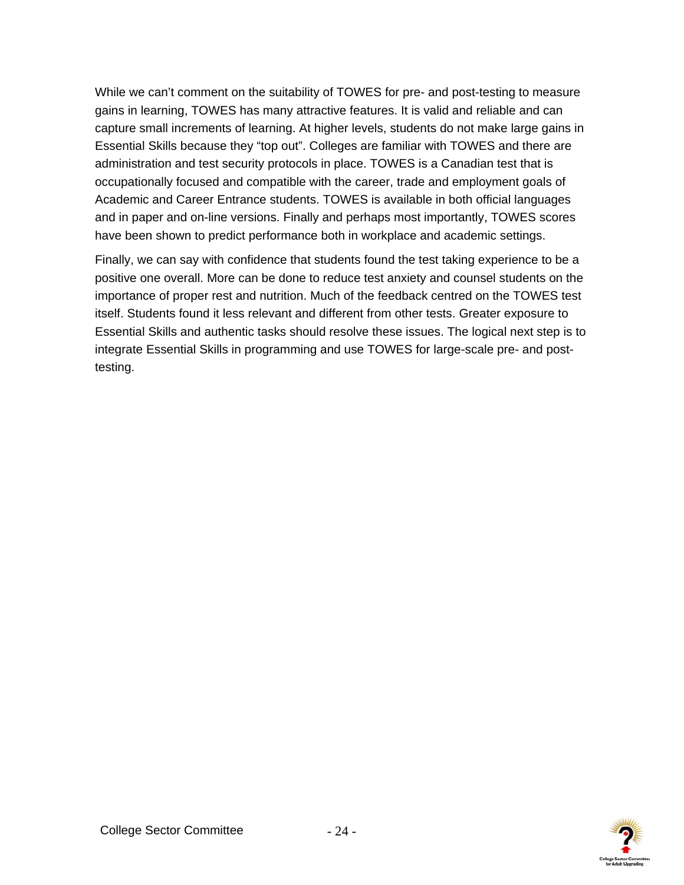While we can't comment on the suitability of TOWES for pre- and post-testing to measure gains in learning, TOWES has many attractive features. It is valid and reliable and can capture small increments of learning. At higher levels, students do not make large gains in Essential Skills because they "top out". Colleges are familiar with TOWES and there are administration and test security protocols in place. TOWES is a Canadian test that is occupationally focused and compatible with the career, trade and employment goals of Academic and Career Entrance students. TOWES is available in both official languages and in paper and on-line versions. Finally and perhaps most importantly, TOWES scores have been shown to predict performance both in workplace and academic settings.

Finally, we can say with confidence that students found the test taking experience to be a positive one overall. More can be done to reduce test anxiety and counsel students on the importance of proper rest and nutrition. Much of the feedback centred on the TOWES test itself. Students found it less relevant and different from other tests. Greater exposure to Essential Skills and authentic tasks should resolve these issues. The logical next step is to integrate Essential Skills in programming and use TOWES for large-scale pre- and post-testing.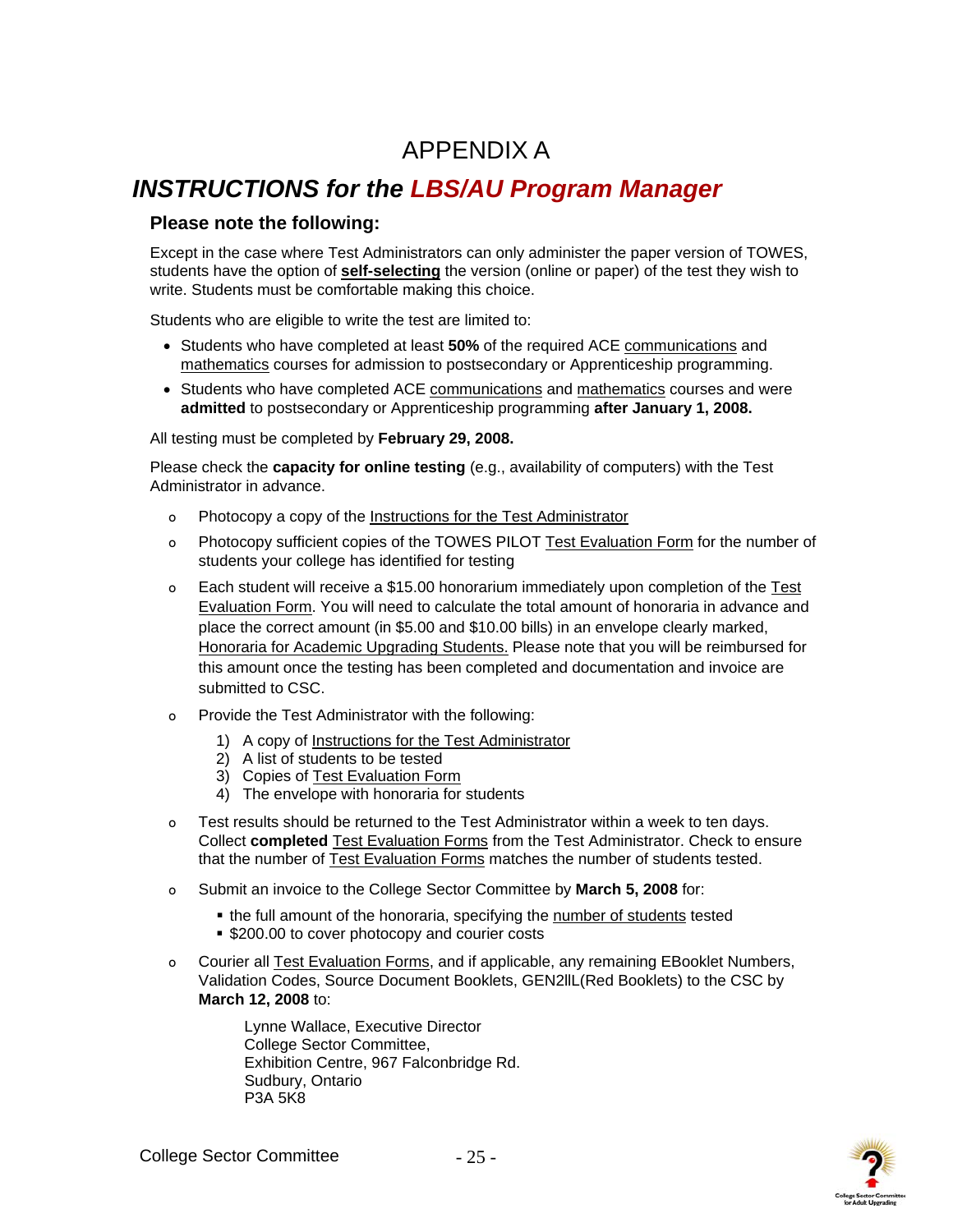# APPENDIX A

## *INSTRUCTIONS for the LBS/AU Program Manager*

### Please note the following:

Except in the case where Test Administrators can only administer the paper version of TOWES, students have the option of **self-selecting** the version (online or paper) of the test they wish to write. Students must be comfortable making this choice.

Students who are eligible to write the test are limited to:

- Students who have completed at least **50%** of the required ACE communications and mathematics courses for admission to postsecondary or Apprenticeship programming.
- Students who have completed ACE communications and mathematics courses and were **admitted** to postsecondary or Apprenticeship programming **after January 1, 2008.**

All testing must be completed by **February 29, 2008.**

Please check the **capacity for online testing** (e.g., availability of computers) with the Test Administrator in advance.

- Photocopy a copy of the Instructions for the Test Administrator
- Photocopy sufficient copies of the TOWES PILOT Test Evaluation Form for the number of students your college has identified for testing
- Each student will receive a $15.00 honorarium immediately upon completion of the Test Evaluation Form. You will need to calculate the total amount of honoraria in advance and place the correct amount (in $5.00 and $10.00 bills) in an envelope clearly marked, Honoraria for Academic Upgrading Students. Please note that you will be reimbursed for this amount once the testing has been completed and documentation and invoice are submitted to CSC.
- Provide the Test Administrator with the following:
  1) A copy of Instructions for the Test Administrator
  2) A list of students to be tested
  3) Copies of Test Evaluation Form
  4) The envelope with honoraria for students
- Test results should be returned to the Test Administrator within a week to ten days. Collect **completed** Test Evaluation Forms from the Test Administrator. Check to ensure that the number of Test Evaluation Forms matches the number of students tested.
- Submit an invoice to the College Sector Committee by **March 5, 2008** for:
  - the full amount of the honoraria, specifying the number of students tested
  - $200.00 to cover photocopy and courier costs
- Courier all Test Evaluation Forms, and if applicable, any remaining EBooklet Numbers, Validation Codes, Source Document Booklets, GEN2llL(Red Booklets) to the CSC by **March 12, 2008** to:

  Lynne Wallace, Executive Director  
  College Sector Committee,  
  Exhibition Centre, 967 Falconbridge Rd.  
  Sudbury, Ontario  
  P3A 5K8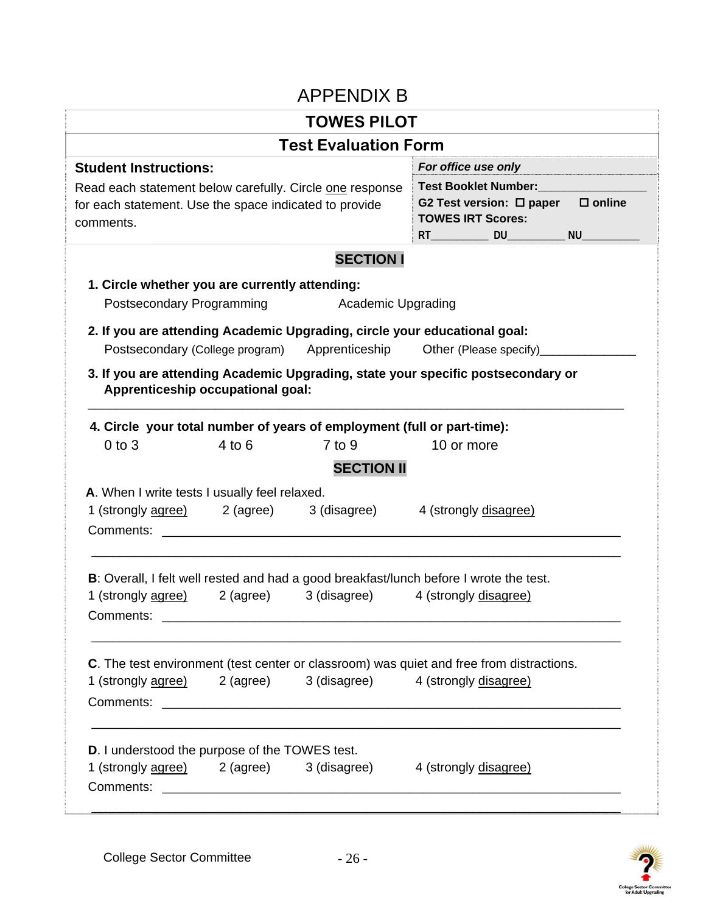# APPENDIX B

## TOWES PILOT

### Test Evaluation Form

| **Student Instructions:** | *For office use only* |
|---|---|
| Read each statement below carefully. Circle one response for each statement. Use the space indicated to provide comments. | **Test Booklet Number:**________________ <br> **G2 Test version:** ☐ **paper** ☐ **online** <br> **TOWES IRT Scores:** <br> RT_________ DU_________ NU_________ |

**SECTION I**

**1. Circle whether you are currently attending:**

Postsecondary Programming     Academic Upgrading

**2. If you are attending Academic Upgrading, circle your educational goal:**

Postsecondary (College program)     Apprenticeship     Other (Please specify)_______________

**3. If you are attending Academic Upgrading, state your specific postsecondary or Apprenticeship occupational goal:**

_______________________________________________________________________________

**4. Circle your total number of years of employment (full or part-time):**

0 to 3     4 to 6     7 to 9     10 or more

**SECTION II**

**A**. When I write tests I usually feel relaxed.

1 (strongly agree)     2 (agree)     3 (disagree)     4 (strongly disagree)

Comments: _____________________________________________________________________

_______________________________________________________________________________

**B**: Overall, I felt well rested and had a good breakfast/lunch before I wrote the test.

1 (strongly agree)     2 (agree)     3 (disagree)     4 (strongly disagree)

Comments: _____________________________________________________________________

_______________________________________________________________________________

**C**. The test environment (test center or classroom) was quiet and free from distractions.

1 (strongly agree)     2 (agree)     3 (disagree)     4 (strongly disagree)

Comments: _____________________________________________________________________

_______________________________________________________________________________

**D**. I understood the purpose of the TOWES test.

1 (strongly agree)     2 (agree)     3 (disagree)     4 (strongly disagree)

Comments: _____________________________________________________________________

_______________________________________________________________________________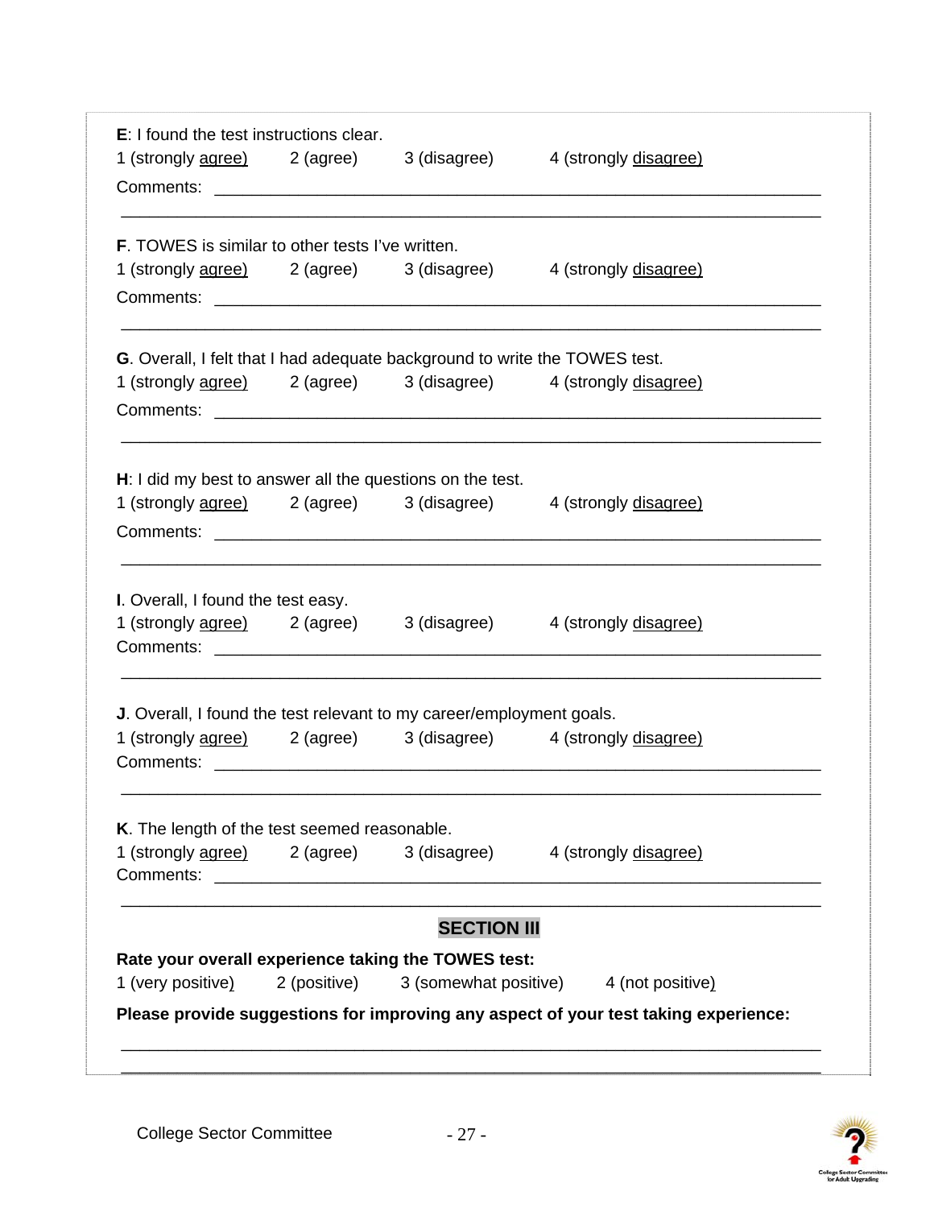**E**: I found the test instructions clear.

1 (strongly agree)  2 (agree)  3 (disagree)  4 (strongly disagree)

Comments: ______________________________________________________________

______________________________________________________________________

**F**. TOWES is similar to other tests I've written.

1 (strongly agree)  2 (agree)  3 (disagree)  4 (strongly disagree)

Comments: ______________________________________________________________

______________________________________________________________________

**G**. Overall, I felt that I had adequate background to write the TOWES test.

1 (strongly agree)  2 (agree)  3 (disagree)  4 (strongly disagree)

Comments: ______________________________________________________________

______________________________________________________________________

**H**: I did my best to answer all the questions on the test.

1 (strongly agree)  2 (agree)  3 (disagree)  4 (strongly disagree)

Comments: ______________________________________________________________

______________________________________________________________________

**I**. Overall, I found the test easy.

1 (strongly agree)  2 (agree)  3 (disagree)  4 (strongly disagree)

Comments: ______________________________________________________________

______________________________________________________________________

**J**. Overall, I found the test relevant to my career/employment goals.

1 (strongly agree)  2 (agree)  3 (disagree)  4 (strongly disagree)

Comments: ______________________________________________________________

______________________________________________________________________

**K**. The length of the test seemed reasonable.

1 (strongly agree)  2 (agree)  3 (disagree)  4 (strongly disagree)

Comments: ______________________________________________________________

______________________________________________________________________

## SECTION III

**Rate your overall experience taking the TOWES test:**

1 (very positive)  2 (positive)  3 (somewhat positive)  4 (not positive)

**Please provide suggestions for improving any aspect of your test taking experience:**

______________________________________________________________________

______________________________________________________________________